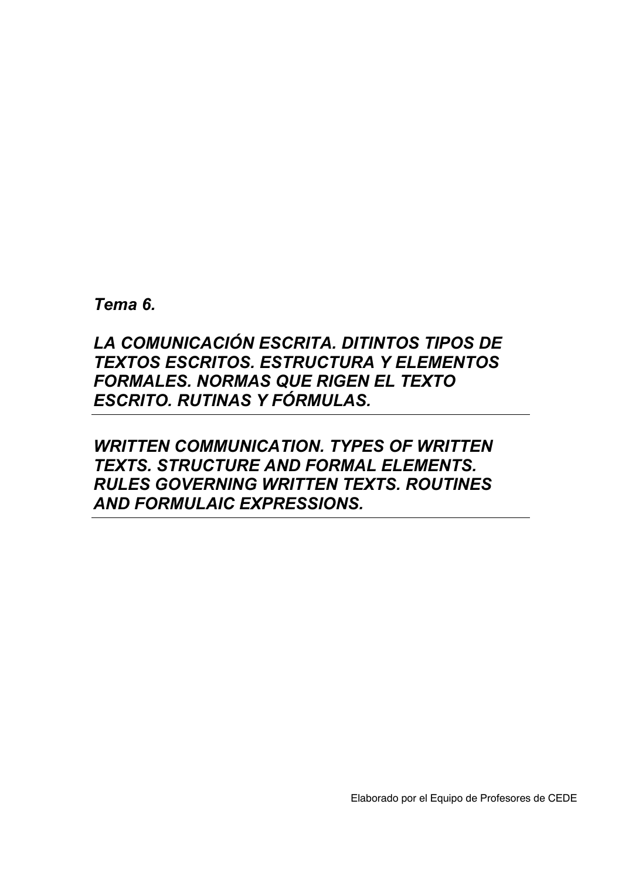*Tema 6.*

***LA COMUNICACIÓN ESCRITA. DITINTOS TIPOS DE TEXTOS ESCRITOS. ESTRUCTURA Y ELEMENTOS FORMALES. NORMAS QUE RIGEN EL TEXTO ESCRITO. RUTINAS Y FÓRMULAS.***

***WRITTEN COMMUNICATION. TYPES OF WRITTEN TEXTS. STRUCTURE AND FORMAL ELEMENTS. RULES GOVERNING WRITTEN TEXTS. ROUTINES AND FORMULAIC EXPRESSIONS.***

Elaborado por el Equipo de Profesores de CEDE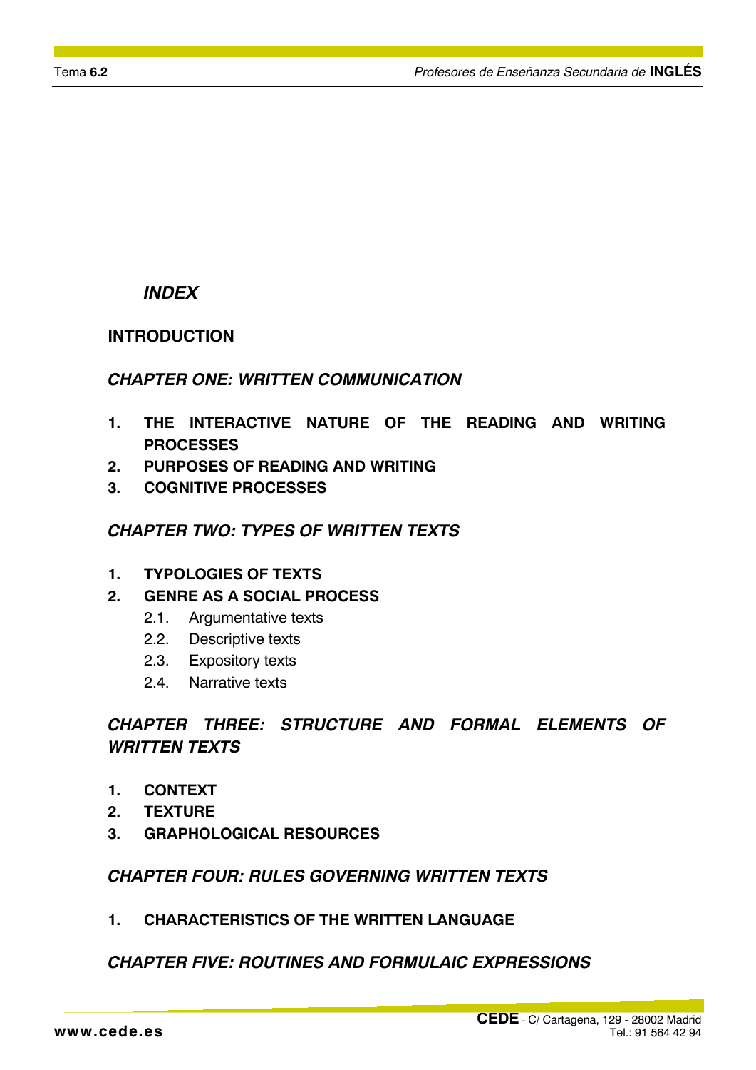# *INDEX*

**INTRODUCTION**

***CHAPTER ONE: WRITTEN COMMUNICATION***

1. **THE INTERACTIVE NATURE OF THE READING AND WRITING PROCESSES**
2. **PURPOSES OF READING AND WRITING**
3. **COGNITIVE PROCESSES**

***CHAPTER TWO: TYPES OF WRITTEN TEXTS***

1. **TYPOLOGIES OF TEXTS**
2. **GENRE AS A SOCIAL PROCESS**
   - 2.1. Argumentative texts
   - 2.2. Descriptive texts
   - 2.3. Expository texts
   - 2.4. Narrative texts

***CHAPTER THREE: STRUCTURE AND FORMAL ELEMENTS OF WRITTEN TEXTS***

1. **CONTEXT**
2. **TEXTURE**
3. **GRAPHOLOGICAL RESOURCES**

***CHAPTER FOUR: RULES GOVERNING WRITTEN TEXTS***

1. **CHARACTERISTICS OF THE WRITTEN LANGUAGE**

***CHAPTER FIVE: ROUTINES AND FORMULAIC EXPRESSIONS***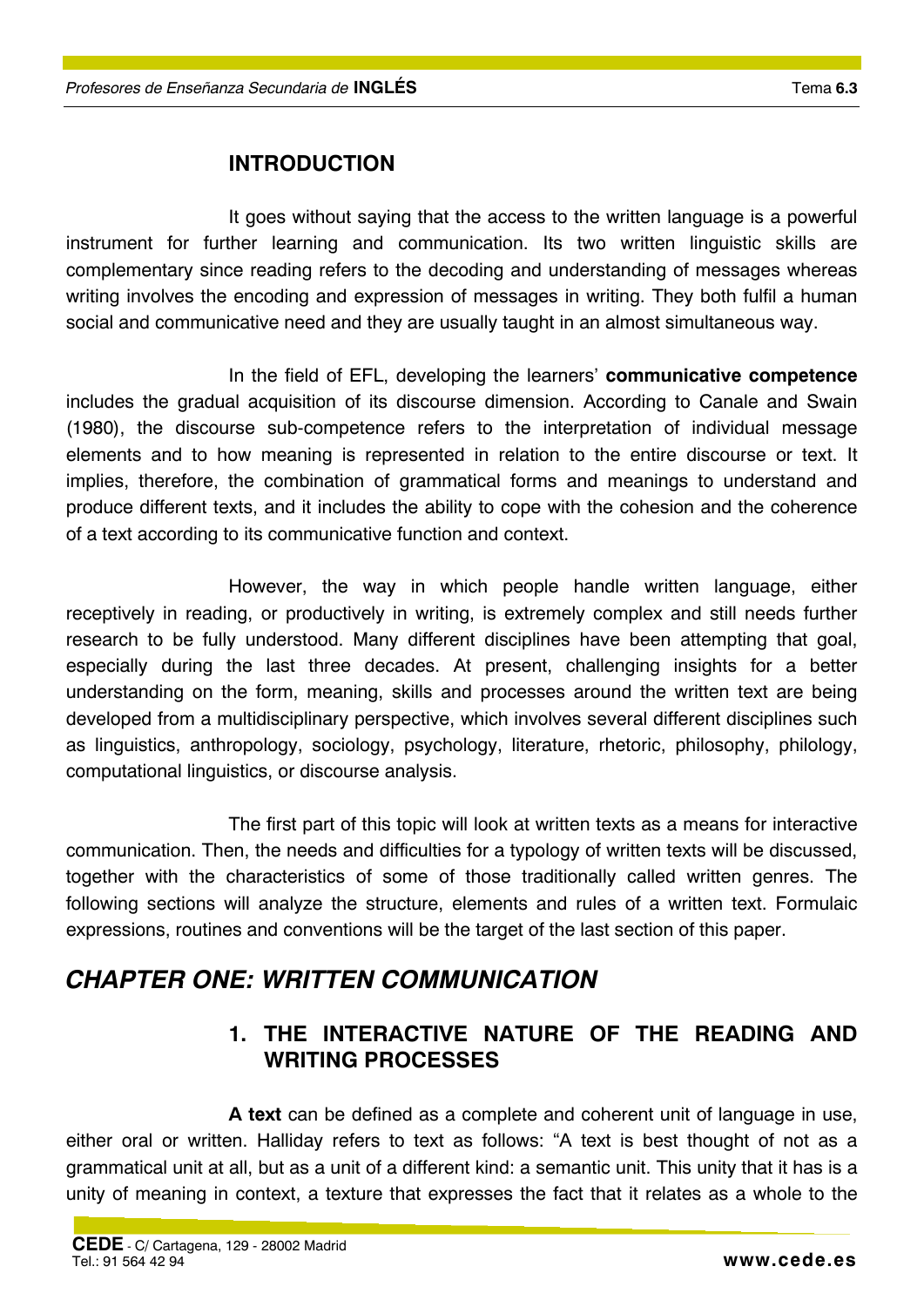## INTRODUCTION

It goes without saying that the access to the written language is a powerful instrument for further learning and communication. Its two written linguistic skills are complementary since reading refers to the decoding and understanding of messages whereas writing involves the encoding and expression of messages in writing. They both fulfil a human social and communicative need and they are usually taught in an almost simultaneous way.

In the field of EFL, developing the learners' **communicative competence** includes the gradual acquisition of its discourse dimension. According to Canale and Swain (1980), the discourse sub-competence refers to the interpretation of individual message elements and to how meaning is represented in relation to the entire discourse or text. It implies, therefore, the combination of grammatical forms and meanings to understand and produce different texts, and it includes the ability to cope with the cohesion and the coherence of a text according to its communicative function and context.

However, the way in which people handle written language, either receptively in reading, or productively in writing, is extremely complex and still needs further research to be fully understood. Many different disciplines have been attempting that goal, especially during the last three decades. At present, challenging insights for a better understanding on the form, meaning, skills and processes around the written text are being developed from a multidisciplinary perspective, which involves several different disciplines such as linguistics, anthropology, sociology, psychology, literature, rhetoric, philosophy, philology, computational linguistics, or discourse analysis.

The first part of this topic will look at written texts as a means for interactive communication. Then, the needs and difficulties for a typology of written texts will be discussed, together with the characteristics of some of those traditionally called written genres. The following sections will analyze the structure, elements and rules of a written text. Formulaic expressions, routines and conventions will be the target of the last section of this paper.

# *CHAPTER ONE: WRITTEN COMMUNICATION*

### 1. THE INTERACTIVE NATURE OF THE READING AND WRITING PROCESSES

**A text** can be defined as a complete and coherent unit of language in use, either oral or written. Halliday refers to text as follows: "A text is best thought of not as a grammatical unit at all, but as a unit of a different kind: a semantic unit. This unity that it has is a unity of meaning in context, a texture that expresses the fact that it relates as a whole to the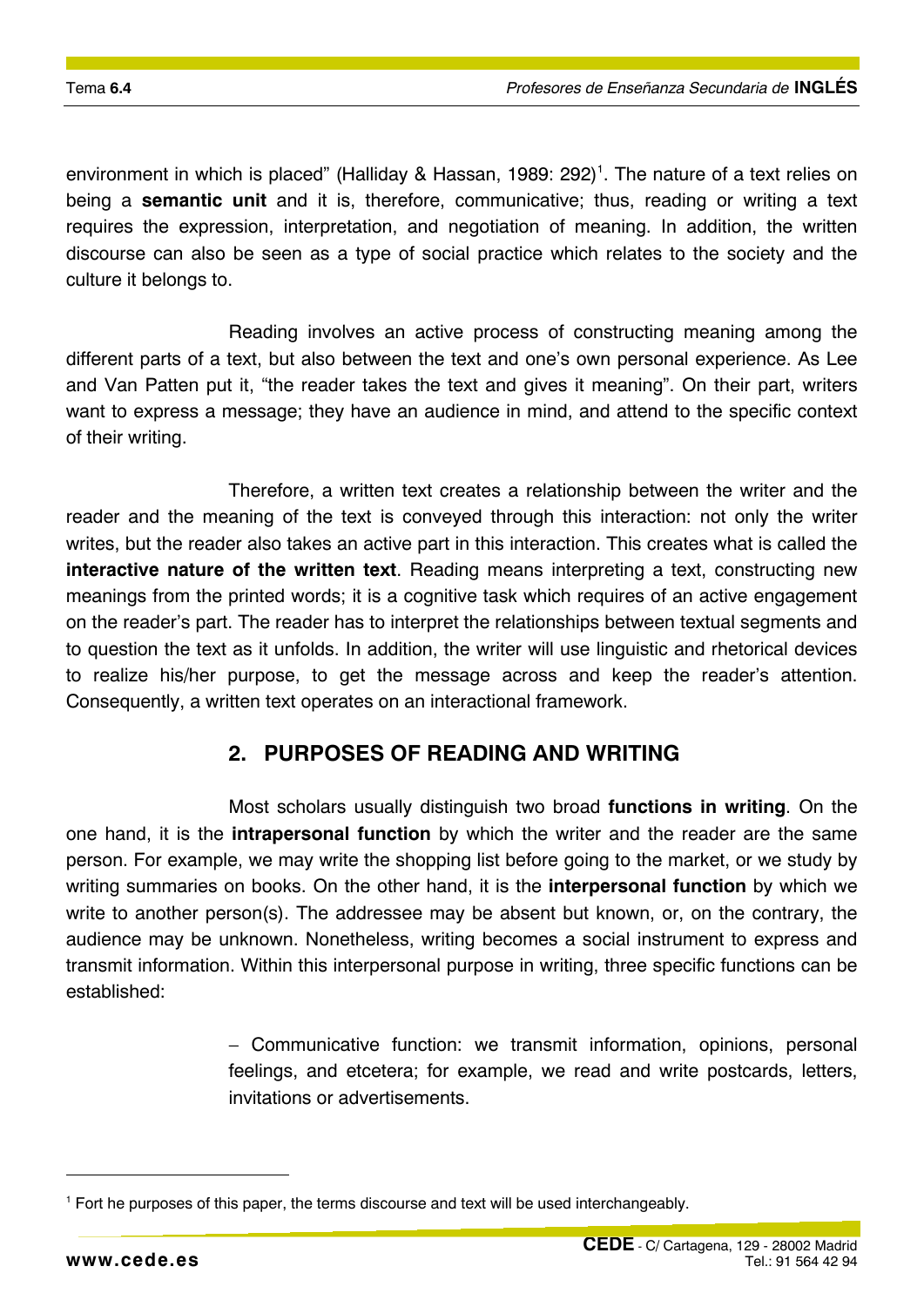environment in which is placed" (Halliday & Hassan, 1989: 292)[1]. The nature of a text relies on being a **semantic unit** and it is, therefore, communicative; thus, reading or writing a text requires the expression, interpretation, and negotiation of meaning. In addition, the written discourse can also be seen as a type of social practice which relates to the society and the culture it belongs to.

Reading involves an active process of constructing meaning among the different parts of a text, but also between the text and one's own personal experience. As Lee and Van Patten put it, "the reader takes the text and gives it meaning". On their part, writers want to express a message; they have an audience in mind, and attend to the specific context of their writing.

Therefore, a written text creates a relationship between the writer and the reader and the meaning of the text is conveyed through this interaction: not only the writer writes, but the reader also takes an active part in this interaction. This creates what is called the **interactive nature of the written text**. Reading means interpreting a text, constructing new meanings from the printed words; it is a cognitive task which requires of an active engagement on the reader's part. The reader has to interpret the relationships between textual segments and to question the text as it unfolds. In addition, the writer will use linguistic and rhetorical devices to realize his/her purpose, to get the message across and keep the reader's attention. Consequently, a written text operates on an interactional framework.

## 2. PURPOSES OF READING AND WRITING

Most scholars usually distinguish two broad **functions in writing**. On the one hand, it is the **intrapersonal function** by which the writer and the reader are the same person. For example, we may write the shopping list before going to the market, or we study by writing summaries on books. On the other hand, it is the **interpersonal function** by which we write to another person(s). The addressee may be absent but known, or, on the contrary, the audience may be unknown. Nonetheless, writing becomes a social instrument to express and transmit information. Within this interpersonal purpose in writing, three specific functions can be established:

- Communicative function: we transmit information, opinions, personal feelings, and etcetera; for example, we read and write postcards, letters, invitations or advertisements.

[1] Fort he purposes of this paper, the terms discourse and text will be used interchangeably.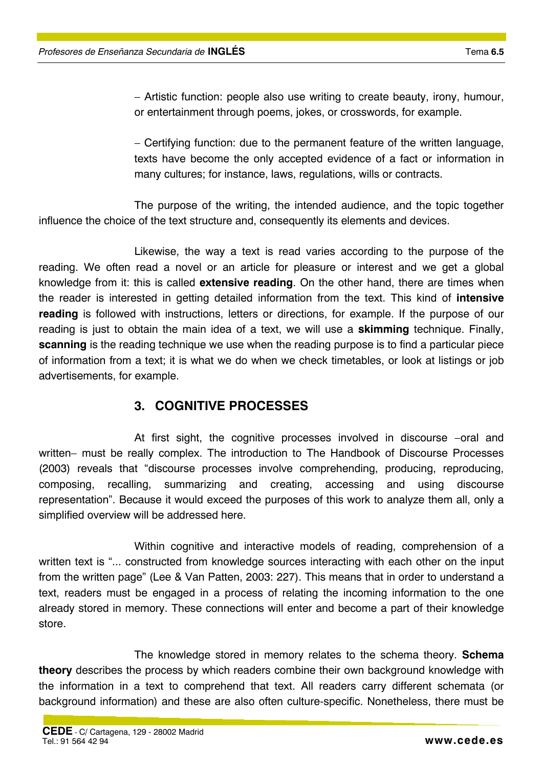– Artistic function: people also use writing to create beauty, irony, humour, or entertainment through poems, jokes, or crosswords, for example.

– Certifying function: due to the permanent feature of the written language, texts have become the only accepted evidence of a fact or information in many cultures; for instance, laws, regulations, wills or contracts.

The purpose of the writing, the intended audience, and the topic together influence the choice of the text structure and, consequently its elements and devices.

Likewise, the way a text is read varies according to the purpose of the reading. We often read a novel or an article for pleasure or interest and we get a global knowledge from it: this is called **extensive reading**. On the other hand, there are times when the reader is interested in getting detailed information from the text. This kind of **intensive reading** is followed with instructions, letters or directions, for example. If the purpose of our reading is just to obtain the main idea of a text, we will use a **skimming** technique. Finally, **scanning** is the reading technique we use when the reading purpose is to find a particular piece of information from a text; it is what we do when we check timetables, or look at listings or job advertisements, for example.

## 3. COGNITIVE PROCESSES

At first sight, the cognitive processes involved in discourse –oral and written– must be really complex. The introduction to The Handbook of Discourse Processes (2003) reveals that "discourse processes involve comprehending, producing, reproducing, composing, recalling, summarizing and creating, accessing and using discourse representation". Because it would exceed the purposes of this work to analyze them all, only a simplified overview will be addressed here.

Within cognitive and interactive models of reading, comprehension of a written text is "... constructed from knowledge sources interacting with each other on the input from the written page" (Lee & Van Patten, 2003: 227). This means that in order to understand a text, readers must be engaged in a process of relating the incoming information to the one already stored in memory. These connections will enter and become a part of their knowledge store.

The knowledge stored in memory relates to the schema theory. **Schema theory** describes the process by which readers combine their own background knowledge with the information in a text to comprehend that text. All readers carry different schemata (or background information) and these are also often culture-specific. Nonetheless, there must be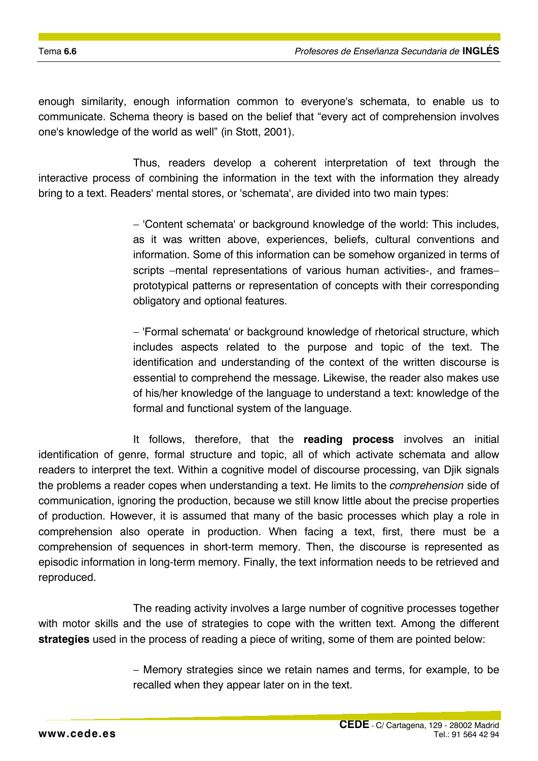enough similarity, enough information common to everyone's schemata, to enable us to communicate. Schema theory is based on the belief that "every act of comprehension involves one's knowledge of the world as well" (in Stott, 2001).

Thus, readers develop a coherent interpretation of text through the interactive process of combining the information in the text with the information they already bring to a text. Readers' mental stores, or 'schemata', are divided into two main types:

– 'Content schemata' or background knowledge of the world: This includes, as it was written above, experiences, beliefs, cultural conventions and information. Some of this information can be somehow organized in terms of scripts –mental representations of various human activities-, and frames– prototypical patterns or representation of concepts with their corresponding obligatory and optional features.

– 'Formal schemata' or background knowledge of rhetorical structure, which includes aspects related to the purpose and topic of the text. The identification and understanding of the context of the written discourse is essential to comprehend the message. Likewise, the reader also makes use of his/her knowledge of the language to understand a text: knowledge of the formal and functional system of the language.

It follows, therefore, that the **reading process** involves an initial identification of genre, formal structure and topic, all of which activate schemata and allow readers to interpret the text. Within a cognitive model of discourse processing, van Djik signals the problems a reader copes when understanding a text. He limits to the *comprehension* side of communication, ignoring the production, because we still know little about the precise properties of production. However, it is assumed that many of the basic processes which play a role in comprehension also operate in production. When facing a text, first, there must be a comprehension of sequences in short-term memory. Then, the discourse is represented as episodic information in long-term memory. Finally, the text information needs to be retrieved and reproduced.

The reading activity involves a large number of cognitive processes together with motor skills and the use of strategies to cope with the written text. Among the different **strategies** used in the process of reading a piece of writing, some of them are pointed below:

– Memory strategies since we retain names and terms, for example, to be recalled when they appear later on in the text.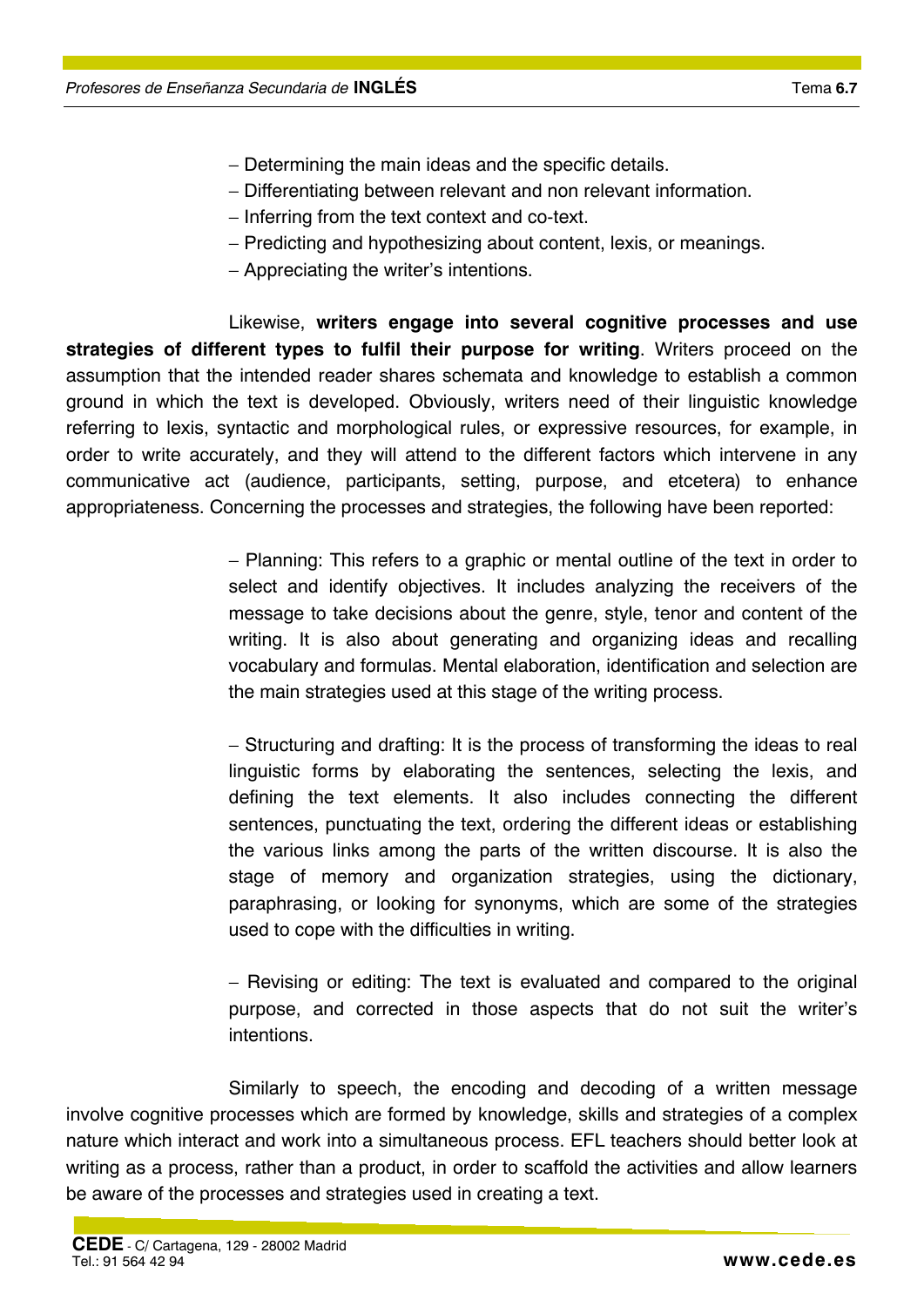- Determining the main ideas and the specific details.
- Differentiating between relevant and non relevant information.
- Inferring from the text context and co-text.
- Predicting and hypothesizing about content, lexis, or meanings.
- Appreciating the writer's intentions.

Likewise, **writers engage into several cognitive processes and use strategies of different types to fulfil their purpose for writing**. Writers proceed on the assumption that the intended reader shares schemata and knowledge to establish a common ground in which the text is developed. Obviously, writers need of their linguistic knowledge referring to lexis, syntactic and morphological rules, or expressive resources, for example, in order to write accurately, and they will attend to the different factors which intervene in any communicative act (audience, participants, setting, purpose, and etcetera) to enhance appropriateness. Concerning the processes and strategies, the following have been reported:

- Planning: This refers to a graphic or mental outline of the text in order to select and identify objectives. It includes analyzing the receivers of the message to take decisions about the genre, style, tenor and content of the writing. It is also about generating and organizing ideas and recalling vocabulary and formulas. Mental elaboration, identification and selection are the main strategies used at this stage of the writing process.

- Structuring and drafting: It is the process of transforming the ideas to real linguistic forms by elaborating the sentences, selecting the lexis, and defining the text elements. It also includes connecting the different sentences, punctuating the text, ordering the different ideas or establishing the various links among the parts of the written discourse. It is also the stage of memory and organization strategies, using the dictionary, paraphrasing, or looking for synonyms, which are some of the strategies used to cope with the difficulties in writing.

- Revising or editing: The text is evaluated and compared to the original purpose, and corrected in those aspects that do not suit the writer's intentions.

Similarly to speech, the encoding and decoding of a written message involve cognitive processes which are formed by knowledge, skills and strategies of a complex nature which interact and work into a simultaneous process. EFL teachers should better look at writing as a process, rather than a product, in order to scaffold the activities and allow learners be aware of the processes and strategies used in creating a text.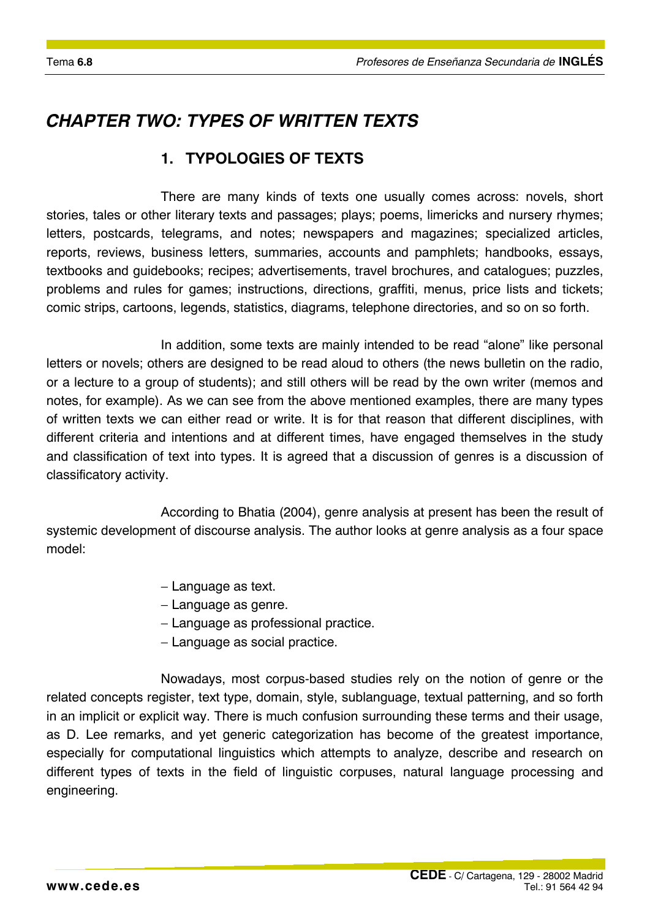# *CHAPTER TWO: TYPES OF WRITTEN TEXTS*

## 1. TYPOLOGIES OF TEXTS

There are many kinds of texts one usually comes across: novels, short stories, tales or other literary texts and passages; plays; poems, limericks and nursery rhymes; letters, postcards, telegrams, and notes; newspapers and magazines; specialized articles, reports, reviews, business letters, summaries, accounts and pamphlets; handbooks, essays, textbooks and guidebooks; recipes; advertisements, travel brochures, and catalogues; puzzles, problems and rules for games; instructions, directions, graffiti, menus, price lists and tickets; comic strips, cartoons, legends, statistics, diagrams, telephone directories, and so on so forth.

In addition, some texts are mainly intended to be read "alone" like personal letters or novels; others are designed to be read aloud to others (the news bulletin on the radio, or a lecture to a group of students); and still others will be read by the own writer (memos and notes, for example). As we can see from the above mentioned examples, there are many types of written texts we can either read or write. It is for that reason that different disciplines, with different criteria and intentions and at different times, have engaged themselves in the study and classification of text into types. It is agreed that a discussion of genres is a discussion of classificatory activity.

According to Bhatia (2004), genre analysis at present has been the result of systemic development of discourse analysis. The author looks at genre analysis as a four space model:

- Language as text.
- Language as genre.
- Language as professional practice.
- Language as social practice.

Nowadays, most corpus-based studies rely on the notion of genre or the related concepts register, text type, domain, style, sublanguage, textual patterning, and so forth in an implicit or explicit way. There is much confusion surrounding these terms and their usage, as D. Lee remarks, and yet generic categorization has become of the greatest importance, especially for computational linguistics which attempts to analyze, describe and research on different types of texts in the field of linguistic corpuses, natural language processing and engineering.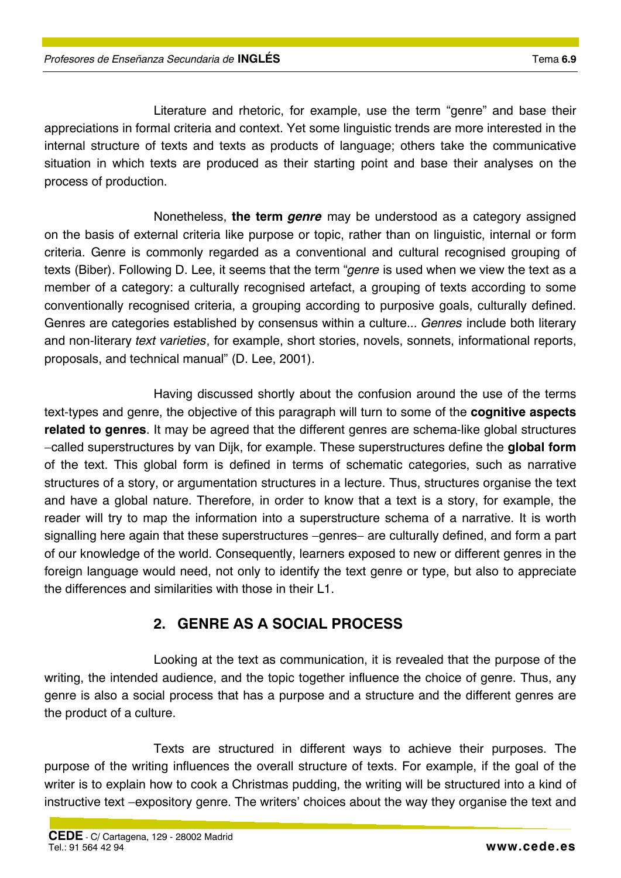Literature and rhetoric, for example, use the term "genre" and base their appreciations in formal criteria and context. Yet some linguistic trends are more interested in the internal structure of texts and texts as products of language; others take the communicative situation in which texts are produced as their starting point and base their analyses on the process of production.

Nonetheless, **the term *genre*** may be understood as a category assigned on the basis of external criteria like purpose or topic, rather than on linguistic, internal or form criteria. Genre is commonly regarded as a conventional and cultural recognised grouping of texts (Biber). Following D. Lee, it seems that the term "*genre* is used when we view the text as a member of a category: a culturally recognised artefact, a grouping of texts according to some conventionally recognised criteria, a grouping according to purposive goals, culturally defined. Genres are categories established by consensus within a culture... *Genres* include both literary and non-literary *text varieties*, for example, short stories, novels, sonnets, informational reports, proposals, and technical manual" (D. Lee, 2001).

Having discussed shortly about the confusion around the use of the terms text-types and genre, the objective of this paragraph will turn to some of the **cognitive aspects related to genres**. It may be agreed that the different genres are schema-like global structures –called superstructures by van Dijk, for example. These superstructures define the **global form** of the text. This global form is defined in terms of schematic categories, such as narrative structures of a story, or argumentation structures in a lecture. Thus, structures organise the text and have a global nature. Therefore, in order to know that a text is a story, for example, the reader will try to map the information into a superstructure schema of a narrative. It is worth signalling here again that these superstructures –genres– are culturally defined, and form a part of our knowledge of the world. Consequently, learners exposed to new or different genres in the foreign language would need, not only to identify the text genre or type, but also to appreciate the differences and similarities with those in their L1.

## 2. GENRE AS A SOCIAL PROCESS

Looking at the text as communication, it is revealed that the purpose of the writing, the intended audience, and the topic together influence the choice of genre. Thus, any genre is also a social process that has a purpose and a structure and the different genres are the product of a culture.

Texts are structured in different ways to achieve their purposes. The purpose of the writing influences the overall structure of texts. For example, if the goal of the writer is to explain how to cook a Christmas pudding, the writing will be structured into a kind of instructive text –expository genre. The writers' choices about the way they organise the text and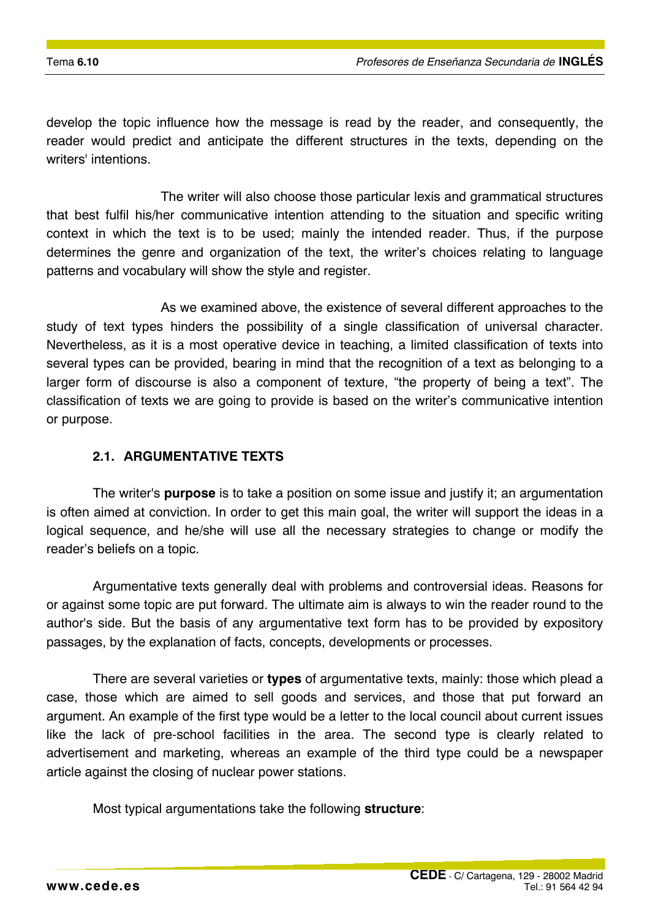develop the topic influence how the message is read by the reader, and consequently, the reader would predict and anticipate the different structures in the texts, depending on the writers' intentions.

The writer will also choose those particular lexis and grammatical structures that best fulfil his/her communicative intention attending to the situation and specific writing context in which the text is to be used; mainly the intended reader. Thus, if the purpose determines the genre and organization of the text, the writer's choices relating to language patterns and vocabulary will show the style and register.

As we examined above, the existence of several different approaches to the study of text types hinders the possibility of a single classification of universal character. Nevertheless, as it is a most operative device in teaching, a limited classification of texts into several types can be provided, bearing in mind that the recognition of a text as belonging to a larger form of discourse is also a component of texture, "the property of being a text". The classification of texts we are going to provide is based on the writer's communicative intention or purpose.

### 2.1. ARGUMENTATIVE TEXTS

The writer's **purpose** is to take a position on some issue and justify it; an argumentation is often aimed at conviction. In order to get this main goal, the writer will support the ideas in a logical sequence, and he/she will use all the necessary strategies to change or modify the reader's beliefs on a topic.

Argumentative texts generally deal with problems and controversial ideas. Reasons for or against some topic are put forward. The ultimate aim is always to win the reader round to the author's side. But the basis of any argumentative text form has to be provided by expository passages, by the explanation of facts, concepts, developments or processes.

There are several varieties or **types** of argumentative texts, mainly: those which plead a case, those which are aimed to sell goods and services, and those that put forward an argument. An example of the first type would be a letter to the local council about current issues like the lack of pre-school facilities in the area. The second type is clearly related to advertisement and marketing, whereas an example of the third type could be a newspaper article against the closing of nuclear power stations.

Most typical argumentations take the following **structure**: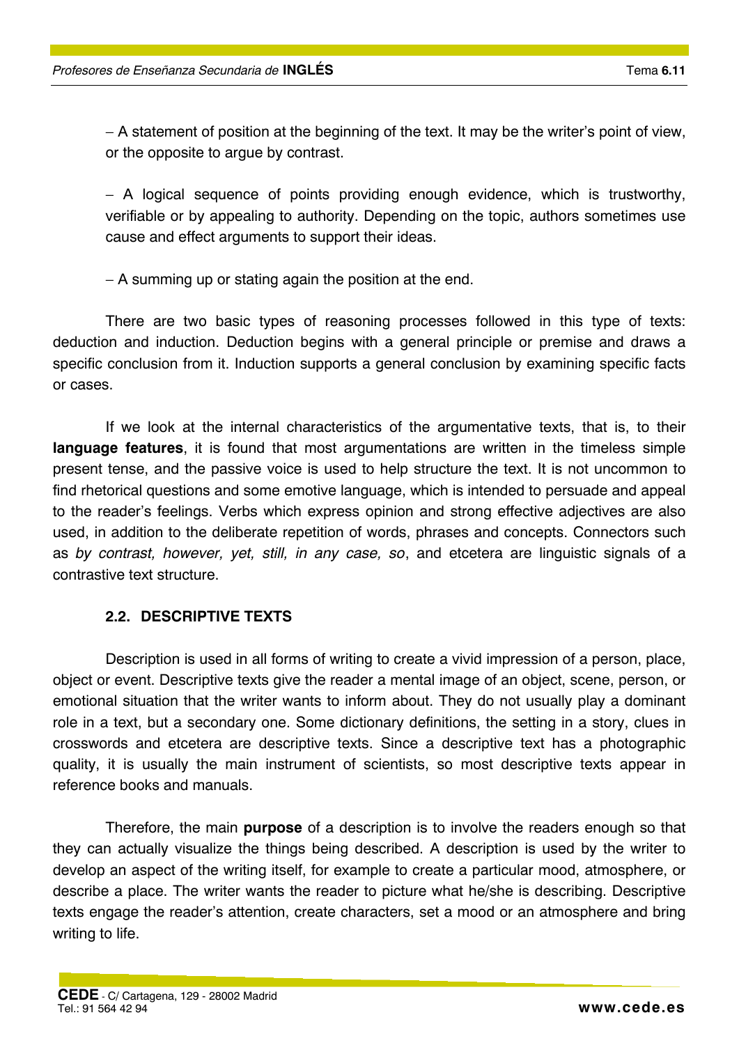– A statement of position at the beginning of the text. It may be the writer's point of view, or the opposite to argue by contrast.

– A logical sequence of points providing enough evidence, which is trustworthy, verifiable or by appealing to authority. Depending on the topic, authors sometimes use cause and effect arguments to support their ideas.

– A summing up or stating again the position at the end.

There are two basic types of reasoning processes followed in this type of texts: deduction and induction. Deduction begins with a general principle or premise and draws a specific conclusion from it. Induction supports a general conclusion by examining specific facts or cases.

If we look at the internal characteristics of the argumentative texts, that is, to their **language features**, it is found that most argumentations are written in the timeless simple present tense, and the passive voice is used to help structure the text. It is not uncommon to find rhetorical questions and some emotive language, which is intended to persuade and appeal to the reader's feelings. Verbs which express opinion and strong effective adjectives are also used, in addition to the deliberate repetition of words, phrases and concepts. Connectors such as *by contrast, however, yet, still, in any case, so*, and etcetera are linguistic signals of a contrastive text structure.

### 2.2. DESCRIPTIVE TEXTS

Description is used in all forms of writing to create a vivid impression of a person, place, object or event. Descriptive texts give the reader a mental image of an object, scene, person, or emotional situation that the writer wants to inform about. They do not usually play a dominant role in a text, but a secondary one. Some dictionary definitions, the setting in a story, clues in crosswords and etcetera are descriptive texts. Since a descriptive text has a photographic quality, it is usually the main instrument of scientists, so most descriptive texts appear in reference books and manuals.

Therefore, the main **purpose** of a description is to involve the readers enough so that they can actually visualize the things being described. A description is used by the writer to develop an aspect of the writing itself, for example to create a particular mood, atmosphere, or describe a place. The writer wants the reader to picture what he/she is describing. Descriptive texts engage the reader's attention, create characters, set a mood or an atmosphere and bring writing to life.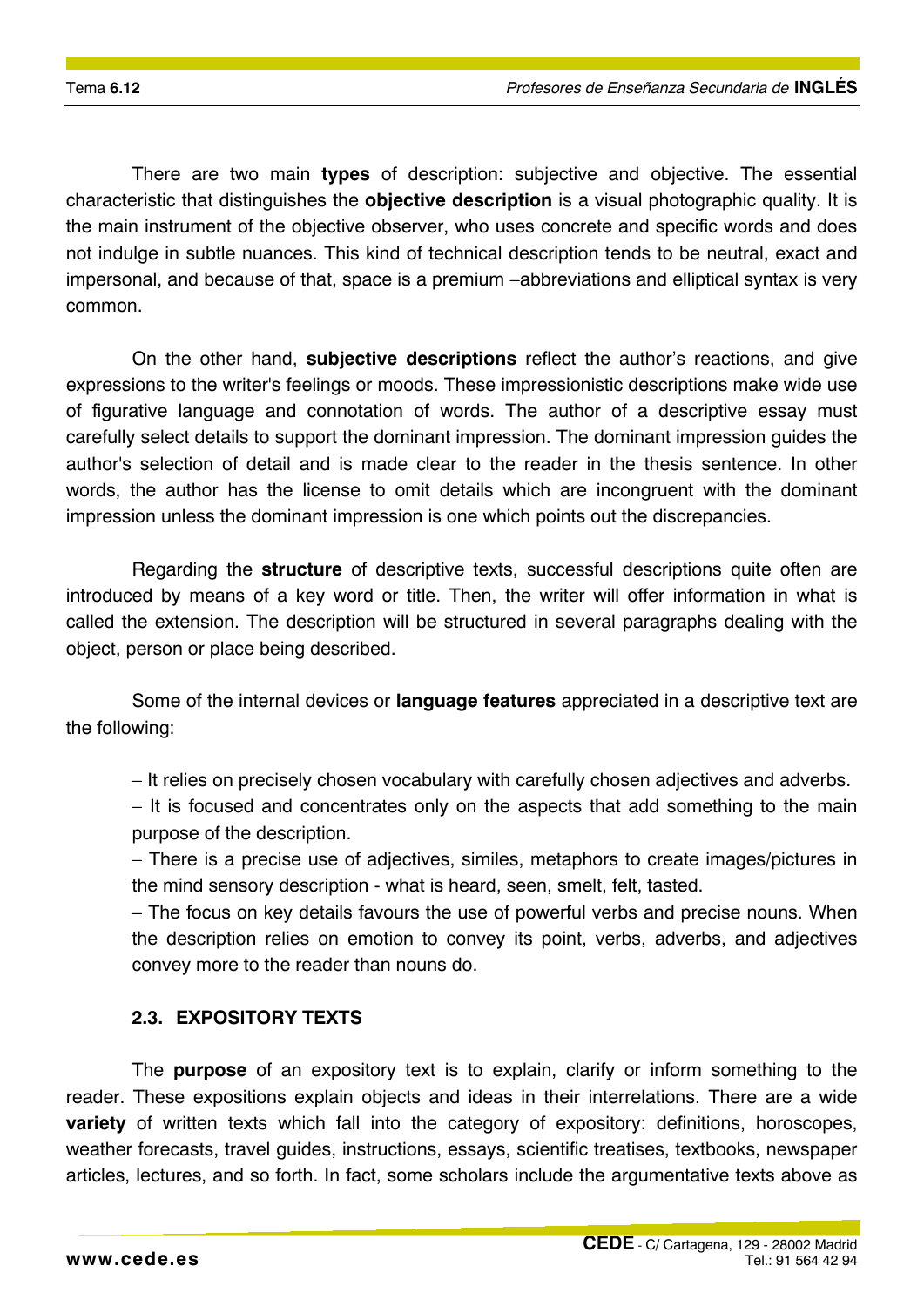There are two main **types** of description: subjective and objective. The essential characteristic that distinguishes the **objective description** is a visual photographic quality. It is the main instrument of the objective observer, who uses concrete and specific words and does not indulge in subtle nuances. This kind of technical description tends to be neutral, exact and impersonal, and because of that, space is a premium –abbreviations and elliptical syntax is very common.

On the other hand, **subjective descriptions** reflect the author's reactions, and give expressions to the writer's feelings or moods. These impressionistic descriptions make wide use of figurative language and connotation of words. The author of a descriptive essay must carefully select details to support the dominant impression. The dominant impression guides the author's selection of detail and is made clear to the reader in the thesis sentence. In other words, the author has the license to omit details which are incongruent with the dominant impression unless the dominant impression is one which points out the discrepancies.

Regarding the **structure** of descriptive texts, successful descriptions quite often are introduced by means of a key word or title. Then, the writer will offer information in what is called the extension. The description will be structured in several paragraphs dealing with the object, person or place being described.

Some of the internal devices or **language features** appreciated in a descriptive text are the following:

– It relies on precisely chosen vocabulary with carefully chosen adjectives and adverbs.
– It is focused and concentrates only on the aspects that add something to the main purpose of the description.
– There is a precise use of adjectives, similes, metaphors to create images/pictures in the mind sensory description - what is heard, seen, smelt, felt, tasted.
– The focus on key details favours the use of powerful verbs and precise nouns. When the description relies on emotion to convey its point, verbs, adverbs, and adjectives convey more to the reader than nouns do.

### 2.3. EXPOSITORY TEXTS

The **purpose** of an expository text is to explain, clarify or inform something to the reader. These expositions explain objects and ideas in their interrelations. There are a wide **variety** of written texts which fall into the category of expository: definitions, horoscopes, weather forecasts, travel guides, instructions, essays, scientific treatises, textbooks, newspaper articles, lectures, and so forth. In fact, some scholars include the argumentative texts above as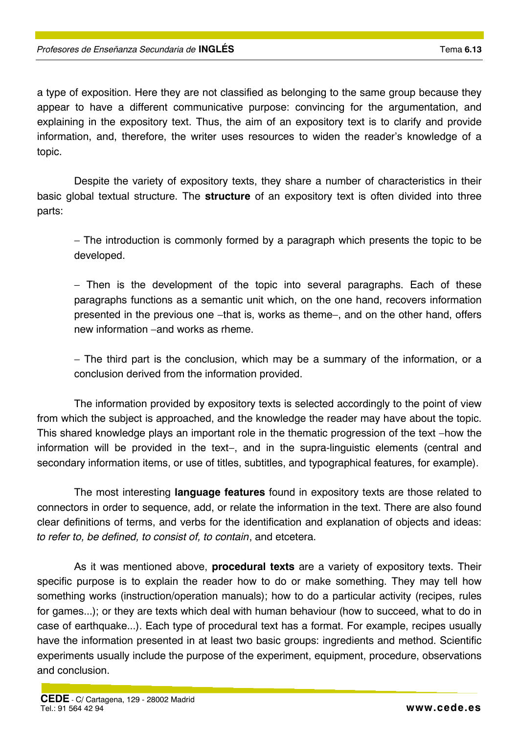a type of exposition. Here they are not classified as belonging to the same group because they appear to have a different communicative purpose: convincing for the argumentation, and explaining in the expository text. Thus, the aim of an expository text is to clarify and provide information, and, therefore, the writer uses resources to widen the reader's knowledge of a topic.

Despite the variety of expository texts, they share a number of characteristics in their basic global textual structure. The **structure** of an expository text is often divided into three parts:

- The introduction is commonly formed by a paragraph which presents the topic to be developed.

- Then is the development of the topic into several paragraphs. Each of these paragraphs functions as a semantic unit which, on the one hand, recovers information presented in the previous one –that is, works as theme–, and on the other hand, offers new information –and works as rheme.

- The third part is the conclusion, which may be a summary of the information, or a conclusion derived from the information provided.

The information provided by expository texts is selected accordingly to the point of view from which the subject is approached, and the knowledge the reader may have about the topic. This shared knowledge plays an important role in the thematic progression of the text –how the information will be provided in the text–, and in the supra-linguistic elements (central and secondary information items, or use of titles, subtitles, and typographical features, for example).

The most interesting **language features** found in expository texts are those related to connectors in order to sequence, add, or relate the information in the text. There are also found clear definitions of terms, and verbs for the identification and explanation of objects and ideas: *to refer to, be defined, to consist of, to contain*, and etcetera.

As it was mentioned above, **procedural texts** are a variety of expository texts. Their specific purpose is to explain the reader how to do or make something. They may tell how something works (instruction/operation manuals); how to do a particular activity (recipes, rules for games...); or they are texts which deal with human behaviour (how to succeed, what to do in case of earthquake...). Each type of procedural text has a format. For example, recipes usually have the information presented in at least two basic groups: ingredients and method. Scientific experiments usually include the purpose of the experiment, equipment, procedure, observations and conclusion.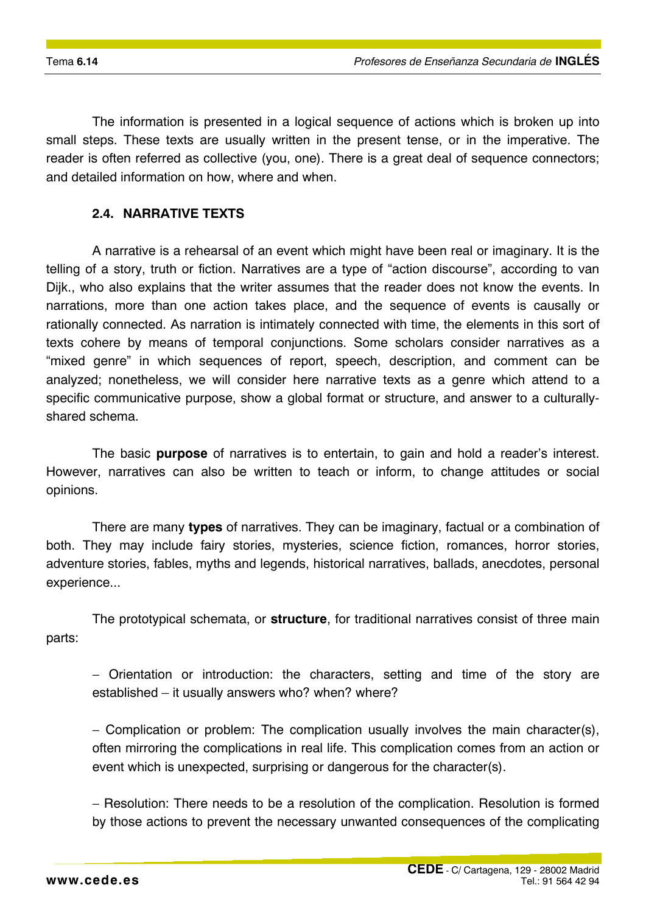The information is presented in a logical sequence of actions which is broken up into small steps. These texts are usually written in the present tense, or in the imperative. The reader is often referred as collective (you, one). There is a great deal of sequence connectors; and detailed information on how, where and when.

### 2.4. NARRATIVE TEXTS

A narrative is a rehearsal of an event which might have been real or imaginary. It is the telling of a story, truth or fiction. Narratives are a type of "action discourse", according to van Dijk., who also explains that the writer assumes that the reader does not know the events. In narrations, more than one action takes place, and the sequence of events is causally or rationally connected. As narration is intimately connected with time, the elements in this sort of texts cohere by means of temporal conjunctions. Some scholars consider narratives as a "mixed genre" in which sequences of report, speech, description, and comment can be analyzed; nonetheless, we will consider here narrative texts as a genre which attend to a specific communicative purpose, show a global format or structure, and answer to a culturally-shared schema.

The basic **purpose** of narratives is to entertain, to gain and hold a reader's interest. However, narratives can also be written to teach or inform, to change attitudes or social opinions.

There are many **types** of narratives. They can be imaginary, factual or a combination of both. They may include fairy stories, mysteries, science fiction, romances, horror stories, adventure stories, fables, myths and legends, historical narratives, ballads, anecdotes, personal experience...

The prototypical schemata, or **structure**, for traditional narratives consist of three main parts:

- Orientation or introduction: the characters, setting and time of the story are established – it usually answers who? when? where?

- Complication or problem: The complication usually involves the main character(s), often mirroring the complications in real life. This complication comes from an action or event which is unexpected, surprising or dangerous for the character(s).

- Resolution: There needs to be a resolution of the complication. Resolution is formed by those actions to prevent the necessary unwanted consequences of the complicating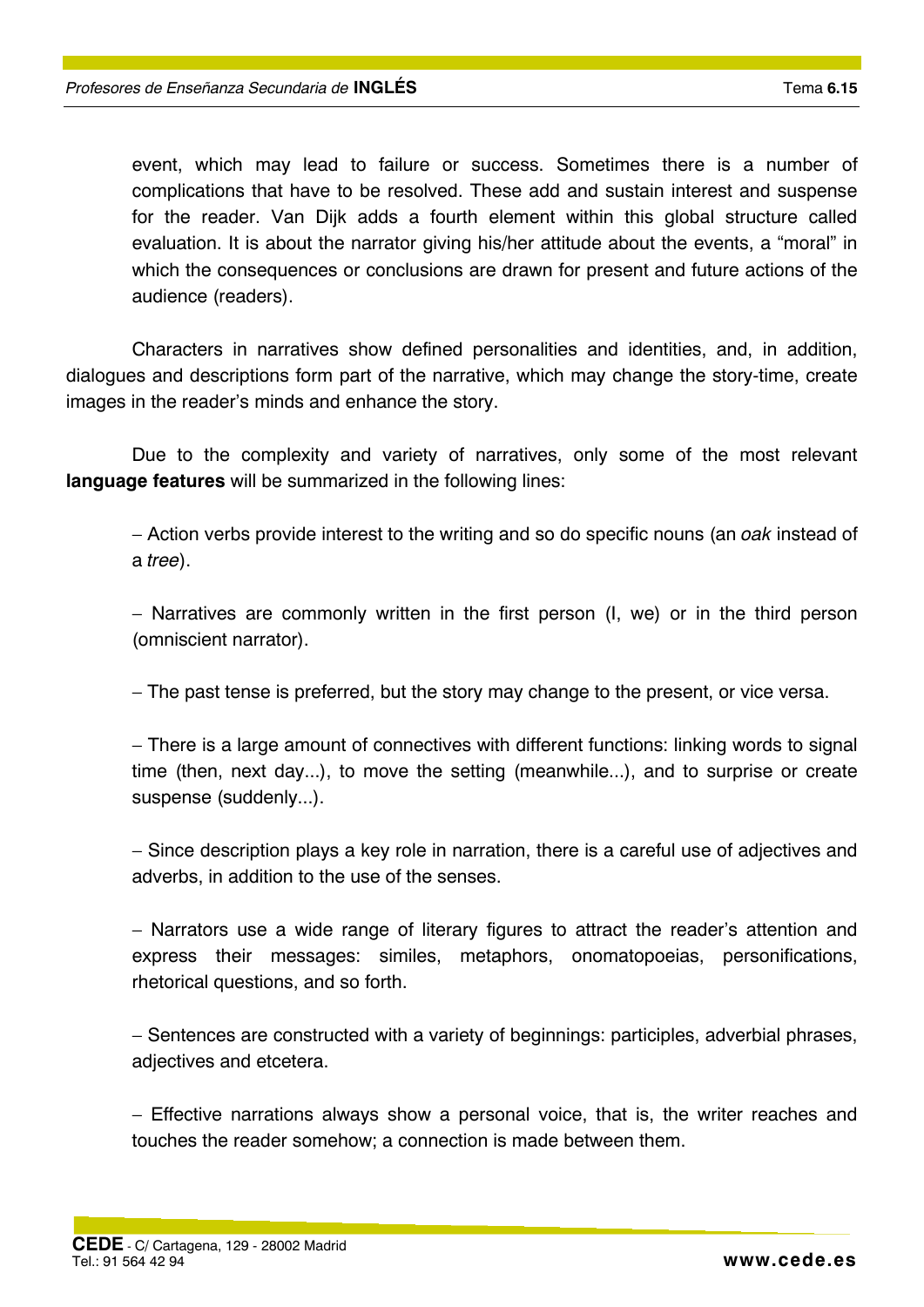event, which may lead to failure or success. Sometimes there is a number of complications that have to be resolved. These add and sustain interest and suspense for the reader. Van Dijk adds a fourth element within this global structure called evaluation. It is about the narrator giving his/her attitude about the events, a "moral" in which the consequences or conclusions are drawn for present and future actions of the audience (readers).

Characters in narratives show defined personalities and identities, and, in addition, dialogues and descriptions form part of the narrative, which may change the story-time, create images in the reader's minds and enhance the story.

Due to the complexity and variety of narratives, only some of the most relevant **language features** will be summarized in the following lines:

- Action verbs provide interest to the writing and so do specific nouns (an *oak* instead of a *tree*).

- Narratives are commonly written in the first person (I, we) or in the third person (omniscient narrator).

- The past tense is preferred, but the story may change to the present, or vice versa.

- There is a large amount of connectives with different functions: linking words to signal time (then, next day...), to move the setting (meanwhile...), and to surprise or create suspense (suddenly...).

- Since description plays a key role in narration, there is a careful use of adjectives and adverbs, in addition to the use of the senses.

- Narrators use a wide range of literary figures to attract the reader's attention and express their messages: similes, metaphors, onomatopoeias, personifications, rhetorical questions, and so forth.

- Sentences are constructed with a variety of beginnings: participles, adverbial phrases, adjectives and etcetera.

- Effective narrations always show a personal voice, that is, the writer reaches and touches the reader somehow; a connection is made between them.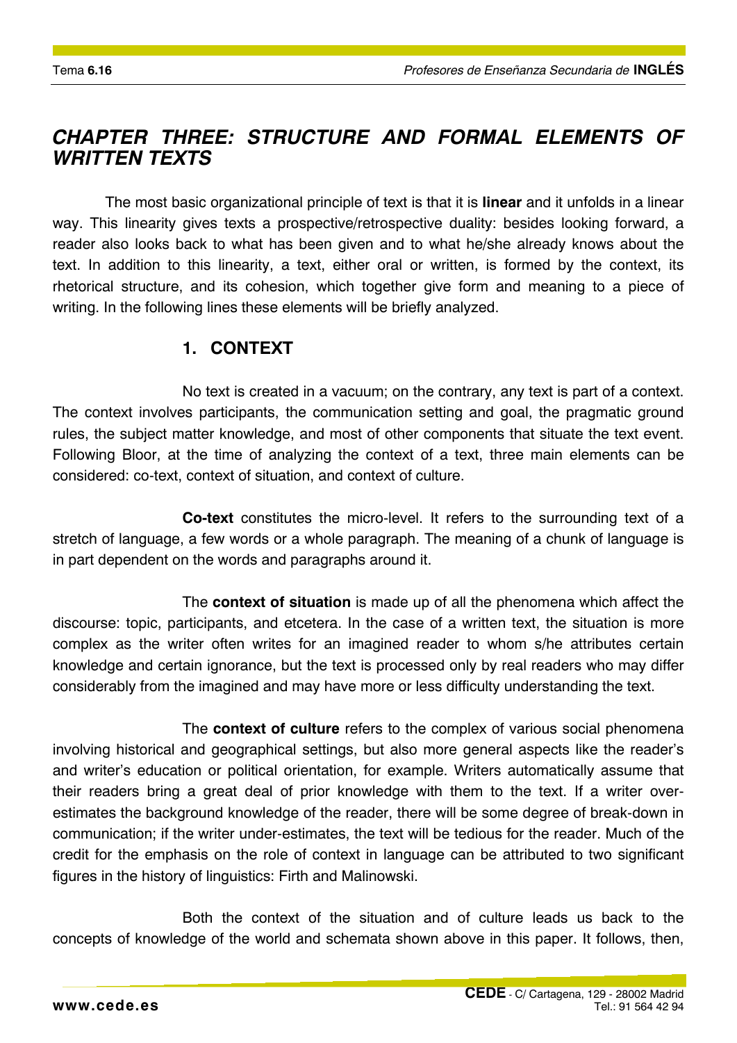## *CHAPTER THREE: STRUCTURE AND FORMAL ELEMENTS OF WRITTEN TEXTS*

The most basic organizational principle of text is that it is **linear** and it unfolds in a linear way. This linearity gives texts a prospective/retrospective duality: besides looking forward, a reader also looks back to what has been given and to what he/she already knows about the text. In addition to this linearity, a text, either oral or written, is formed by the context, its rhetorical structure, and its cohesion, which together give form and meaning to a piece of writing. In the following lines these elements will be briefly analyzed.

### 1. CONTEXT

No text is created in a vacuum; on the contrary, any text is part of a context. The context involves participants, the communication setting and goal, the pragmatic ground rules, the subject matter knowledge, and most of other components that situate the text event. Following Bloor, at the time of analyzing the context of a text, three main elements can be considered: co-text, context of situation, and context of culture.

**Co-text** constitutes the micro-level. It refers to the surrounding text of a stretch of language, a few words or a whole paragraph. The meaning of a chunk of language is in part dependent on the words and paragraphs around it.

The **context of situation** is made up of all the phenomena which affect the discourse: topic, participants, and etcetera. In the case of a written text, the situation is more complex as the writer often writes for an imagined reader to whom s/he attributes certain knowledge and certain ignorance, but the text is processed only by real readers who may differ considerably from the imagined and may have more or less difficulty understanding the text.

The **context of culture** refers to the complex of various social phenomena involving historical and geographical settings, but also more general aspects like the reader's and writer's education or political orientation, for example. Writers automatically assume that their readers bring a great deal of prior knowledge with them to the text. If a writer over-estimates the background knowledge of the reader, there will be some degree of break-down in communication; if the writer under-estimates, the text will be tedious for the reader. Much of the credit for the emphasis on the role of context in language can be attributed to two significant figures in the history of linguistics: Firth and Malinowski.

Both the context of the situation and of culture leads us back to the concepts of knowledge of the world and schemata shown above in this paper. It follows, then,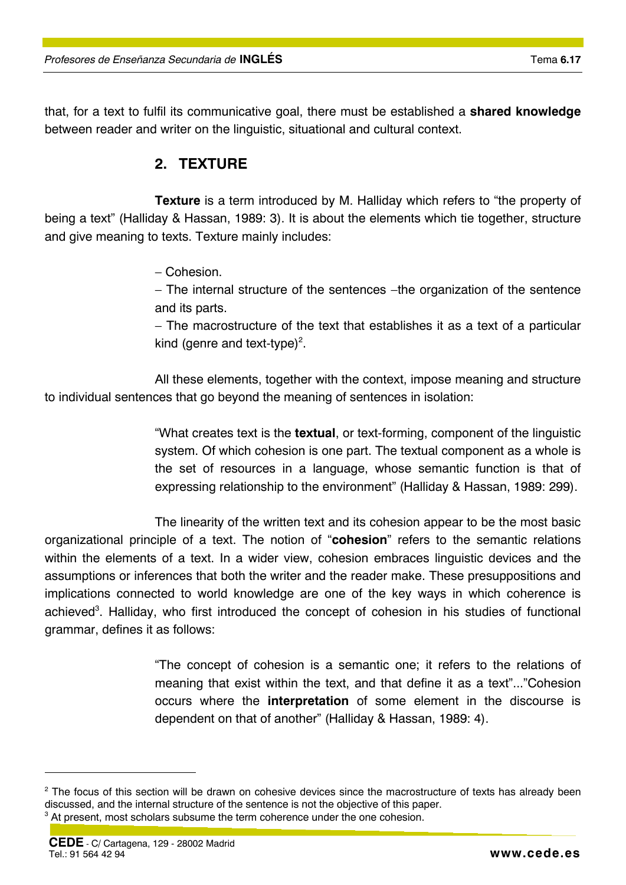that, for a text to fulfil its communicative goal, there must be established a **shared knowledge** between reader and writer on the linguistic, situational and cultural context.

## 2. TEXTURE

**Texture** is a term introduced by M. Halliday which refers to "the property of being a text" (Halliday & Hassan, 1989: 3). It is about the elements which tie together, structure and give meaning to texts. Texture mainly includes:

– Cohesion.

– The internal structure of the sentences –the organization of the sentence and its parts.

– The macrostructure of the text that establishes it as a text of a particular kind (genre and text-type)[2].

All these elements, together with the context, impose meaning and structure to individual sentences that go beyond the meaning of sentences in isolation:

> "What creates text is the **textual**, or text-forming, component of the linguistic system. Of which cohesion is one part. The textual component as a whole is the set of resources in a language, whose semantic function is that of expressing relationship to the environment" (Halliday & Hassan, 1989: 299).

The linearity of the written text and its cohesion appear to be the most basic organizational principle of a text. The notion of "**cohesion**" refers to the semantic relations within the elements of a text. In a wider view, cohesion embraces linguistic devices and the assumptions or inferences that both the writer and the reader make. These presuppositions and implications connected to world knowledge are one of the key ways in which coherence is achieved[3]. Halliday, who first introduced the concept of cohesion in his studies of functional grammar, defines it as follows:

> "The concept of cohesion is a semantic one; it refers to the relations of meaning that exist within the text, and that define it as a text"..."Cohesion occurs where the **interpretation** of some element in the discourse is dependent on that of another" (Halliday & Hassan, 1989: 4).

---

[2] The focus of this section will be drawn on cohesive devices since the macrostructure of texts has already been discussed, and the internal structure of the sentence is not the objective of this paper.

[3] At present, most scholars subsume the term coherence under the one cohesion.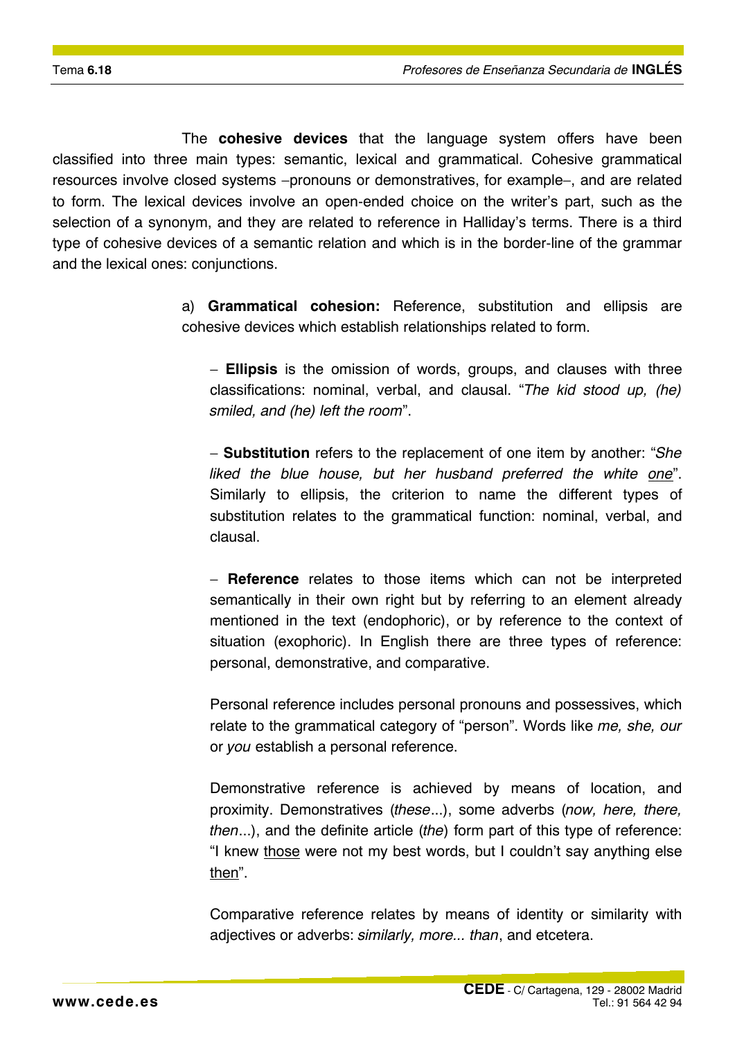The **cohesive devices** that the language system offers have been classified into three main types: semantic, lexical and grammatical. Cohesive grammatical resources involve closed systems –pronouns or demonstratives, for example–, and are related to form. The lexical devices involve an open-ended choice on the writer's part, such as the selection of a synonym, and they are related to reference in Halliday's terms. There is a third type of cohesive devices of a semantic relation and which is in the border-line of the grammar and the lexical ones: conjunctions.

a) **Grammatical cohesion:** Reference, substitution and ellipsis are cohesive devices which establish relationships related to form.

– **Ellipsis** is the omission of words, groups, and clauses with three classifications: nominal, verbal, and clausal. "*The kid stood up, (he) smiled, and (he) left the room*".

– **Substitution** refers to the replacement of one item by another: "*She liked the blue house, but her husband preferred the white* <u>*one*</u>". Similarly to ellipsis, the criterion to name the different types of substitution relates to the grammatical function: nominal, verbal, and clausal.

– **Reference** relates to those items which can not be interpreted semantically in their own right but by referring to an element already mentioned in the text (endophoric), or by reference to the context of situation (exophoric). In English there are three types of reference: personal, demonstrative, and comparative.

Personal reference includes personal pronouns and possessives, which relate to the grammatical category of "person". Words like *me, she, our* or *you* establish a personal reference.

Demonstrative reference is achieved by means of location, and proximity. Demonstratives (*these*...), some adverbs (*now, here, there, then*...), and the definite article (*the*) form part of this type of reference: "I knew <u>those</u> were not my best words, but I couldn't say anything else <u>then</u>".

Comparative reference relates by means of identity or similarity with adjectives or adverbs: *similarly, more... than*, and etcetera.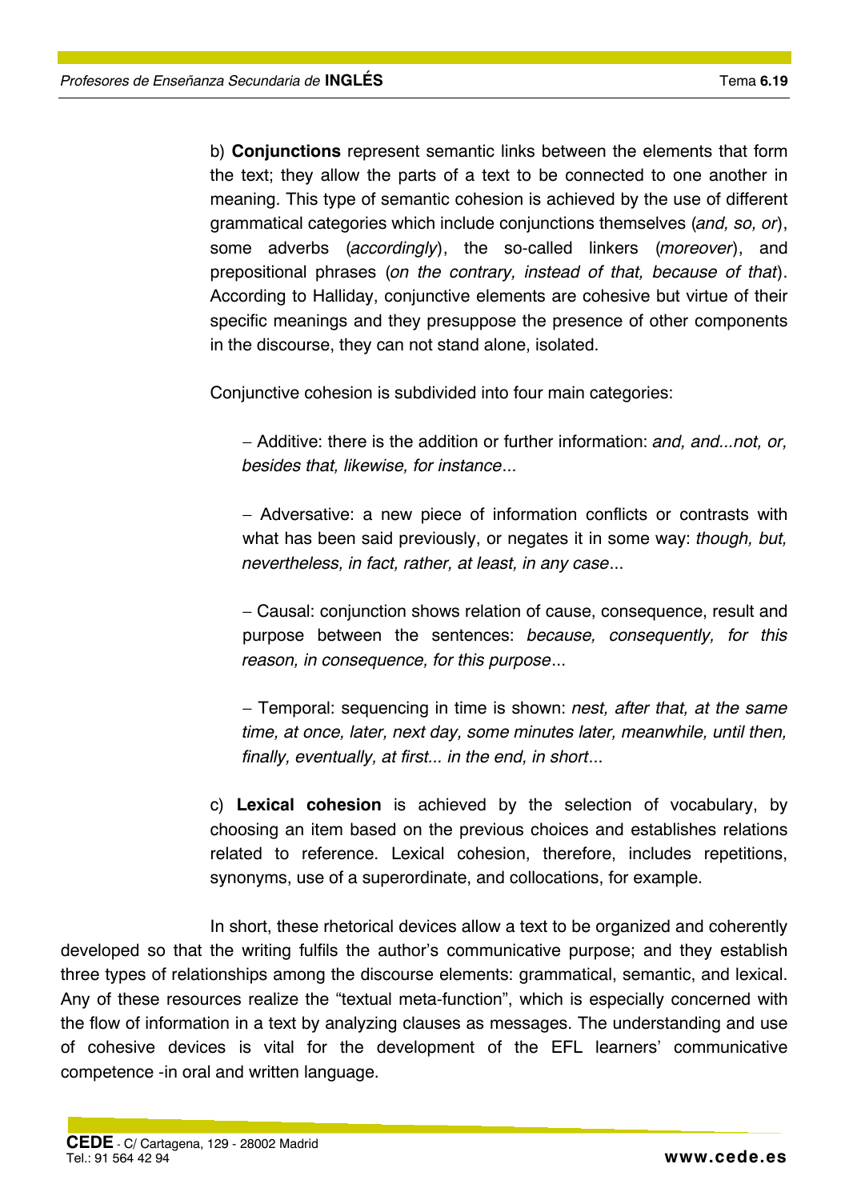b) **Conjunctions** represent semantic links between the elements that form the text; they allow the parts of a text to be connected to one another in meaning. This type of semantic cohesion is achieved by the use of different grammatical categories which include conjunctions themselves (*and, so, or*), some adverbs (*accordingly*), the so-called linkers (*moreover*), and prepositional phrases (*on the contrary, instead of that, because of that*). According to Halliday, conjunctive elements are cohesive but virtue of their specific meanings and they presuppose the presence of other components in the discourse, they can not stand alone, isolated.

Conjunctive cohesion is subdivided into four main categories:

– Additive: there is the addition or further information: *and, and...not, or, besides that, likewise, for instance*...

– Adversative: a new piece of information conflicts or contrasts with what has been said previously, or negates it in some way: *though, but, nevertheless, in fact, rather, at least, in any case*...

– Causal: conjunction shows relation of cause, consequence, result and purpose between the sentences: *because, consequently, for this reason, in consequence, for this purpose*...

– Temporal: sequencing in time is shown: *nest, after that, at the same time, at once, later, next day, some minutes later, meanwhile, until then, finally, eventually, at first... in the end, in short*...

c) **Lexical cohesion** is achieved by the selection of vocabulary, by choosing an item based on the previous choices and establishes relations related to reference. Lexical cohesion, therefore, includes repetitions, synonyms, use of a superordinate, and collocations, for example.

In short, these rhetorical devices allow a text to be organized and coherently developed so that the writing fulfils the author's communicative purpose; and they establish three types of relationships among the discourse elements: grammatical, semantic, and lexical. Any of these resources realize the "textual meta-function", which is especially concerned with the flow of information in a text by analyzing clauses as messages. The understanding and use of cohesive devices is vital for the development of the EFL learners' communicative competence -in oral and written language.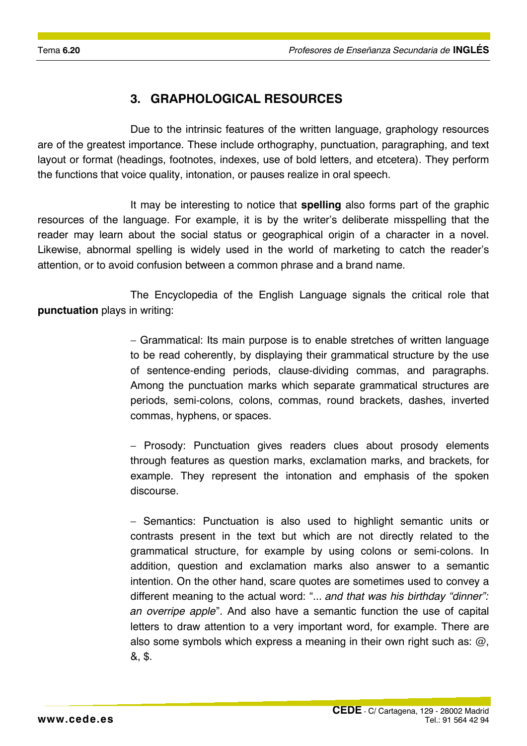## 3. GRAPHOLOGICAL RESOURCES

Due to the intrinsic features of the written language, graphology resources are of the greatest importance. These include orthography, punctuation, paragraphing, and text layout or format (headings, footnotes, indexes, use of bold letters, and etcetera). They perform the functions that voice quality, intonation, or pauses realize in oral speech.

It may be interesting to notice that **spelling** also forms part of the graphic resources of the language. For example, it is by the writer's deliberate misspelling that the reader may learn about the social status or geographical origin of a character in a novel. Likewise, abnormal spelling is widely used in the world of marketing to catch the reader's attention, or to avoid confusion between a common phrase and a brand name.

The Encyclopedia of the English Language signals the critical role that **punctuation** plays in writing:

- Grammatical: Its main purpose is to enable stretches of written language to be read coherently, by displaying their grammatical structure by the use of sentence-ending periods, clause-dividing commas, and paragraphs. Among the punctuation marks which separate grammatical structures are periods, semi-colons, colons, commas, round brackets, dashes, inverted commas, hyphens, or spaces.

- Prosody: Punctuation gives readers clues about prosody elements through features as question marks, exclamation marks, and brackets, for example. They represent the intonation and emphasis of the spoken discourse.

- Semantics: Punctuation is also used to highlight semantic units or contrasts present in the text but which are not directly related to the grammatical structure, for example by using colons or semi-colons. In addition, question and exclamation marks also answer to a semantic intention. On the other hand, scare quotes are sometimes used to convey a different meaning to the actual word: "... *and that was his birthday "dinner": an overripe apple*". And also have a semantic function the use of capital letters to draw attention to a very important word, for example. There are also some symbols which express a meaning in their own right such as: @, &, $.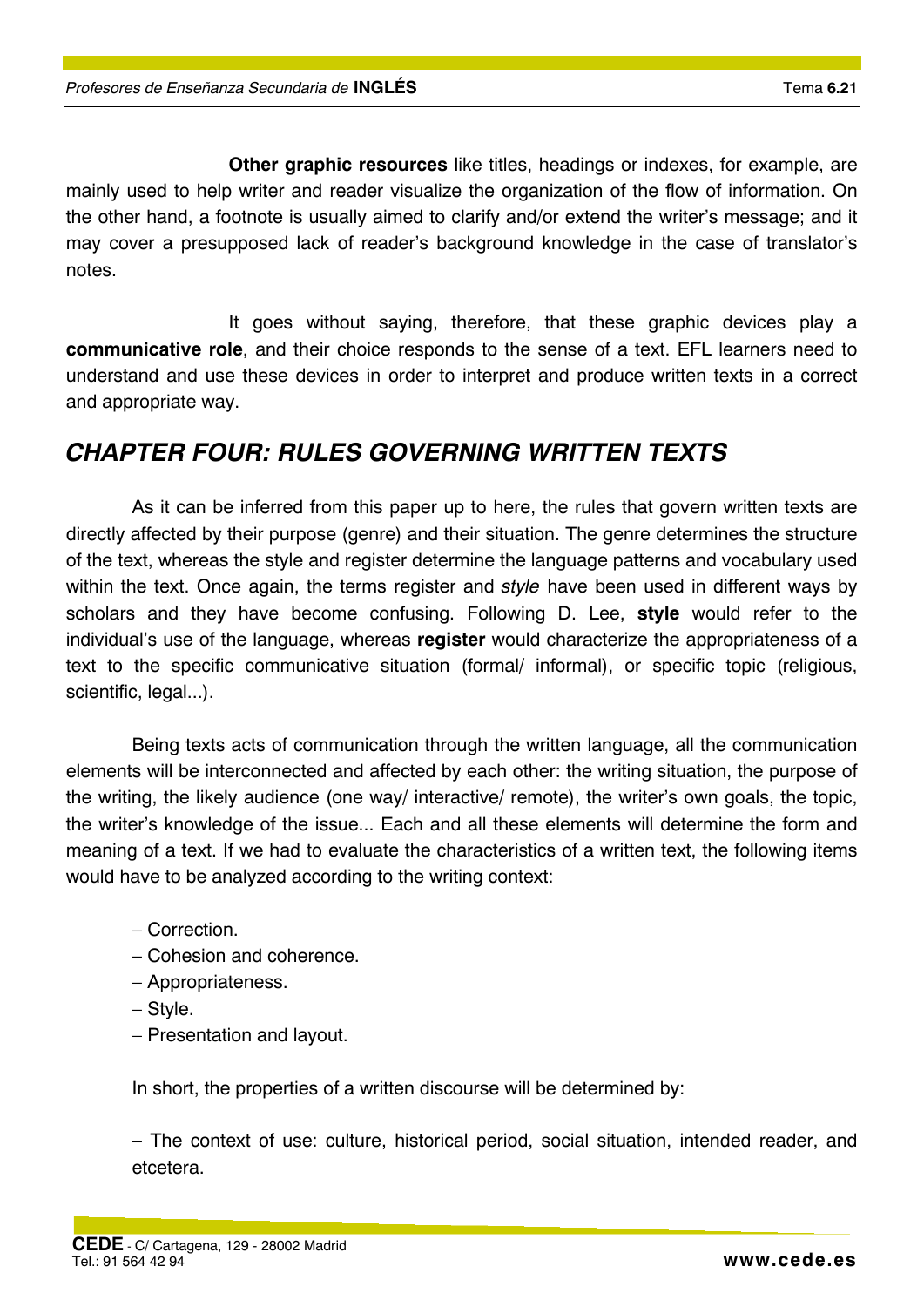**Other graphic resources** like titles, headings or indexes, for example, are mainly used to help writer and reader visualize the organization of the flow of information. On the other hand, a footnote is usually aimed to clarify and/or extend the writer's message; and it may cover a presupposed lack of reader's background knowledge in the case of translator's notes.

It goes without saying, therefore, that these graphic devices play a **communicative role**, and their choice responds to the sense of a text. EFL learners need to understand and use these devices in order to interpret and produce written texts in a correct and appropriate way.

## *CHAPTER FOUR: RULES GOVERNING WRITTEN TEXTS*

As it can be inferred from this paper up to here, the rules that govern written texts are directly affected by their purpose (genre) and their situation. The genre determines the structure of the text, whereas the style and register determine the language patterns and vocabulary used within the text. Once again, the terms register and *style* have been used in different ways by scholars and they have become confusing. Following D. Lee, **style** would refer to the individual's use of the language, whereas **register** would characterize the appropriateness of a text to the specific communicative situation (formal/ informal), or specific topic (religious, scientific, legal...).

Being texts acts of communication through the written language, all the communication elements will be interconnected and affected by each other: the writing situation, the purpose of the writing, the likely audience (one way/ interactive/ remote), the writer's own goals, the topic, the writer's knowledge of the issue... Each and all these elements will determine the form and meaning of a text. If we had to evaluate the characteristics of a written text, the following items would have to be analyzed according to the writing context:

- Correction.
- Cohesion and coherence.
- Appropriateness.
- Style.
- Presentation and layout.

In short, the properties of a written discourse will be determined by:

- The context of use: culture, historical period, social situation, intended reader, and etcetera.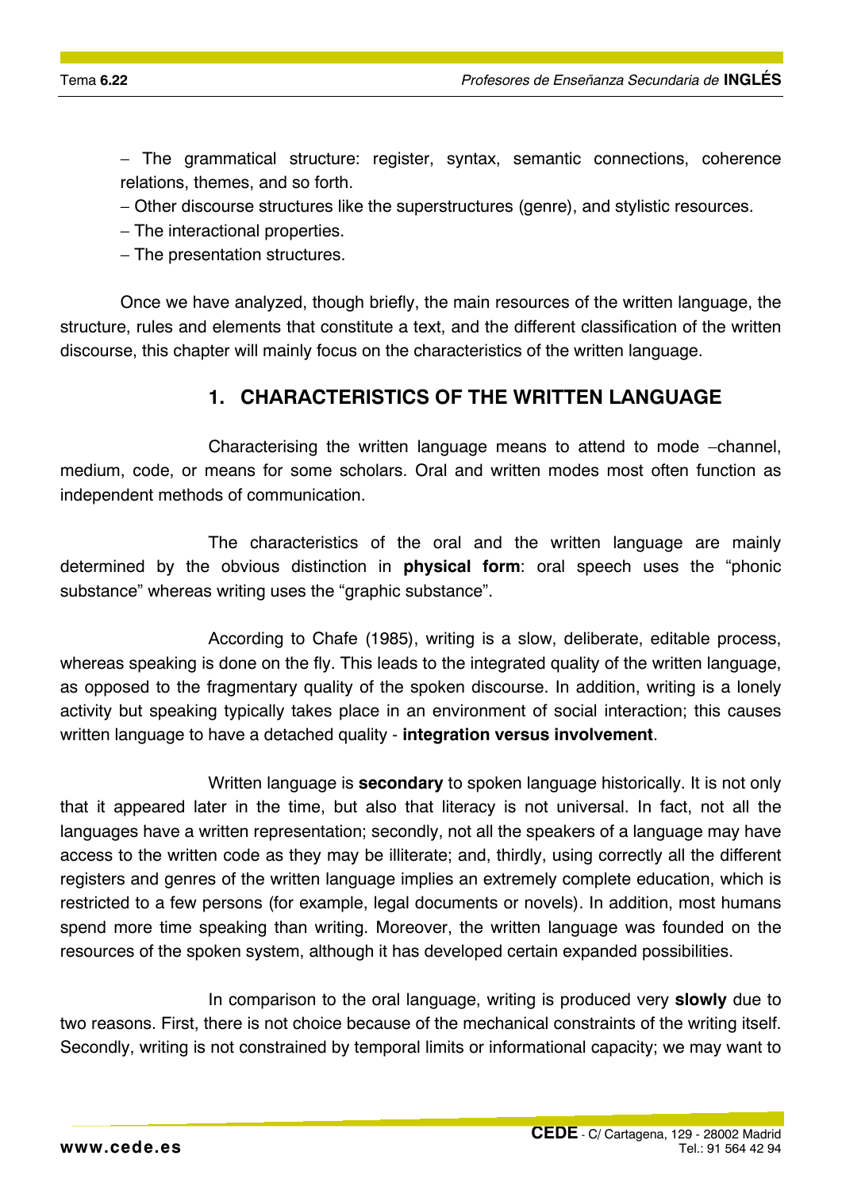- The grammatical structure: register, syntax, semantic connections, coherence relations, themes, and so forth.
- Other discourse structures like the superstructures (genre), and stylistic resources.
- The interactional properties.
- The presentation structures.

Once we have analyzed, though briefly, the main resources of the written language, the structure, rules and elements that constitute a text, and the different classification of the written discourse, this chapter will mainly focus on the characteristics of the written language.

## 1. CHARACTERISTICS OF THE WRITTEN LANGUAGE

Characterising the written language means to attend to mode –channel, medium, code, or means for some scholars. Oral and written modes most often function as independent methods of communication.

The characteristics of the oral and the written language are mainly determined by the obvious distinction in **physical form**: oral speech uses the "phonic substance" whereas writing uses the "graphic substance".

According to Chafe (1985), writing is a slow, deliberate, editable process, whereas speaking is done on the fly. This leads to the integrated quality of the written language, as opposed to the fragmentary quality of the spoken discourse. In addition, writing is a lonely activity but speaking typically takes place in an environment of social interaction; this causes written language to have a detached quality - **integration versus involvement**.

Written language is **secondary** to spoken language historically. It is not only that it appeared later in the time, but also that literacy is not universal. In fact, not all the languages have a written representation; secondly, not all the speakers of a language may have access to the written code as they may be illiterate; and, thirdly, using correctly all the different registers and genres of the written language implies an extremely complete education, which is restricted to a few persons (for example, legal documents or novels). In addition, most humans spend more time speaking than writing. Moreover, the written language was founded on the resources of the spoken system, although it has developed certain expanded possibilities.

In comparison to the oral language, writing is produced very **slowly** due to two reasons. First, there is not choice because of the mechanical constraints of the writing itself. Secondly, writing is not constrained by temporal limits or informational capacity; we may want to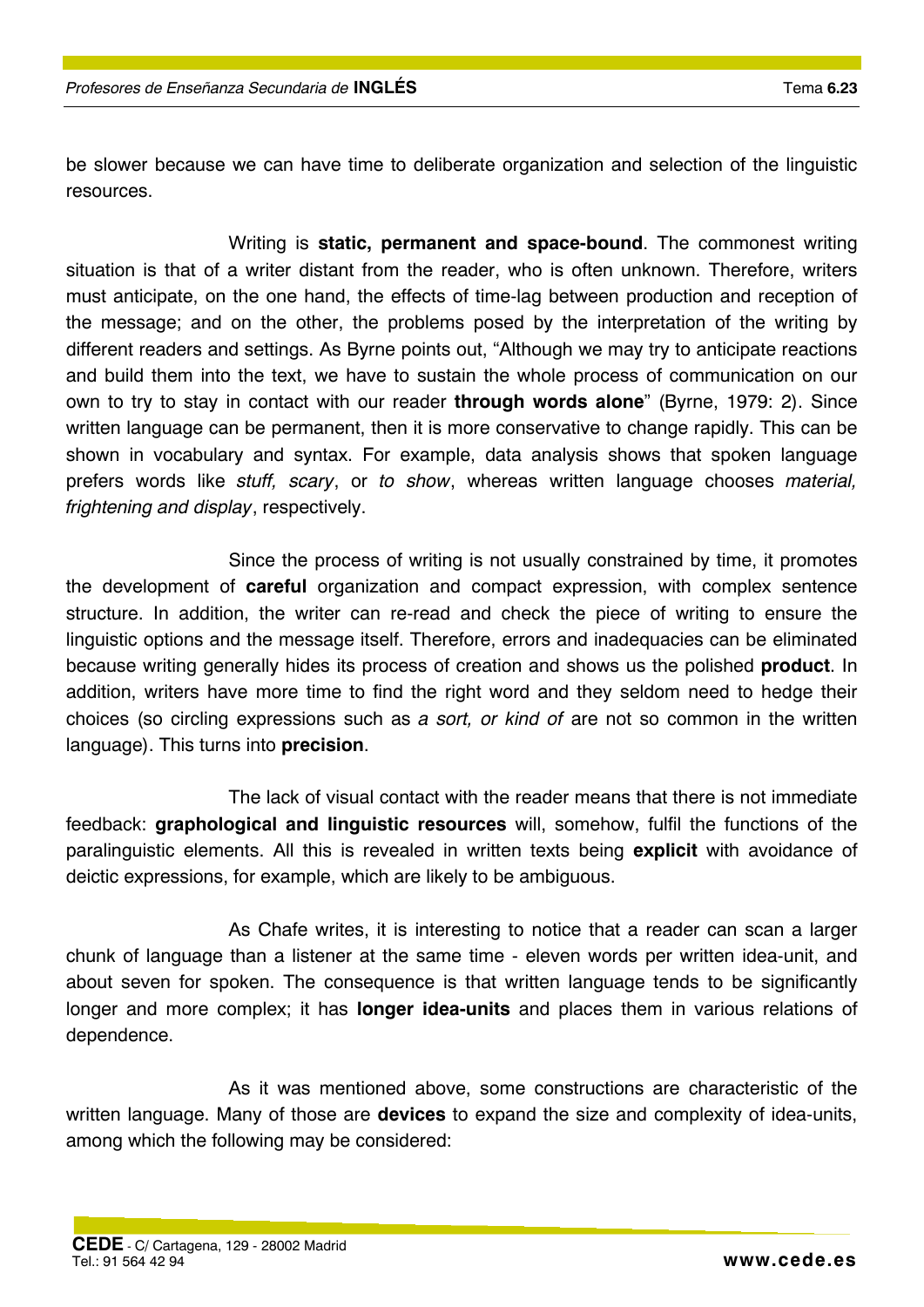be slower because we can have time to deliberate organization and selection of the linguistic resources.

Writing is **static, permanent and space-bound**. The commonest writing situation is that of a writer distant from the reader, who is often unknown. Therefore, writers must anticipate, on the one hand, the effects of time-lag between production and reception of the message; and on the other, the problems posed by the interpretation of the writing by different readers and settings. As Byrne points out, "Although we may try to anticipate reactions and build them into the text, we have to sustain the whole process of communication on our own to try to stay in contact with our reader **through words alone**" (Byrne, 1979: 2). Since written language can be permanent, then it is more conservative to change rapidly. This can be shown in vocabulary and syntax. For example, data analysis shows that spoken language prefers words like *stuff, scary*, or *to show*, whereas written language chooses *material, frightening and display*, respectively.

Since the process of writing is not usually constrained by time, it promotes the development of **careful** organization and compact expression, with complex sentence structure. In addition, the writer can re-read and check the piece of writing to ensure the linguistic options and the message itself. Therefore, errors and inadequacies can be eliminated because writing generally hides its process of creation and shows us the polished **product**. In addition, writers have more time to find the right word and they seldom need to hedge their choices (so circling expressions such as *a sort, or kind of* are not so common in the written language). This turns into **precision**.

The lack of visual contact with the reader means that there is not immediate feedback: **graphological and linguistic resources** will, somehow, fulfil the functions of the paralinguistic elements. All this is revealed in written texts being **explicit** with avoidance of deictic expressions, for example, which are likely to be ambiguous.

As Chafe writes, it is interesting to notice that a reader can scan a larger chunk of language than a listener at the same time - eleven words per written idea-unit, and about seven for spoken. The consequence is that written language tends to be significantly longer and more complex; it has **longer idea-units** and places them in various relations of dependence.

As it was mentioned above, some constructions are characteristic of the written language. Many of those are **devices** to expand the size and complexity of idea-units, among which the following may be considered: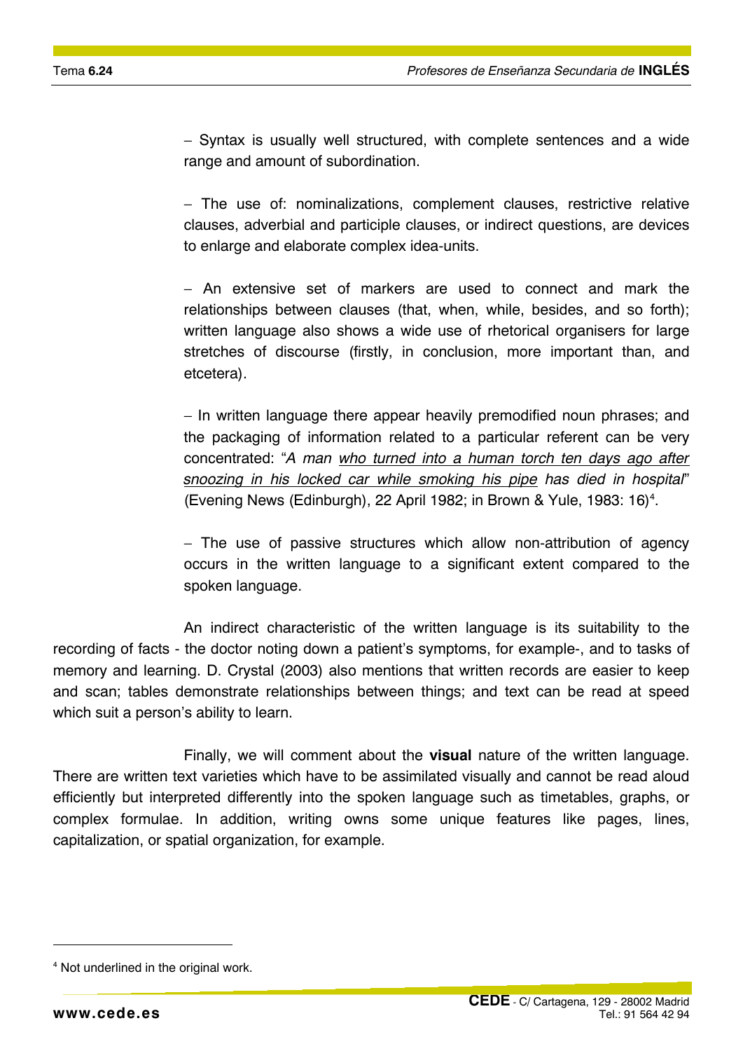– Syntax is usually well structured, with complete sentences and a wide range and amount of subordination.

– The use of: nominalizations, complement clauses, restrictive relative clauses, adverbial and participle clauses, or indirect questions, are devices to enlarge and elaborate complex idea-units.

– An extensive set of markers are used to connect and mark the relationships between clauses (that, when, while, besides, and so forth); written language also shows a wide use of rhetorical organisers for large stretches of discourse (firstly, in conclusion, more important than, and etcetera).

– In written language there appear heavily premodified noun phrases; and the packaging of information related to a particular referent can be very concentrated: "*A man <u>who turned into a human torch ten days ago after snoozing in his locked car while smoking his pipe</u> has died in hospital*" (Evening News (Edinburgh), 22 April 1982; in Brown & Yule, 1983: 16)[4].

– The use of passive structures which allow non-attribution of agency occurs in the written language to a significant extent compared to the spoken language.

An indirect characteristic of the written language is its suitability to the recording of facts - the doctor noting down a patient's symptoms, for example-, and to tasks of memory and learning. D. Crystal (2003) also mentions that written records are easier to keep and scan; tables demonstrate relationships between things; and text can be read at speed which suit a person's ability to learn.

Finally, we will comment about the **visual** nature of the written language. There are written text varieties which have to be assimilated visually and cannot be read aloud efficiently but interpreted differently into the spoken language such as timetables, graphs, or complex formulae. In addition, writing owns some unique features like pages, lines, capitalization, or spatial organization, for example.

---

[4] Not underlined in the original work.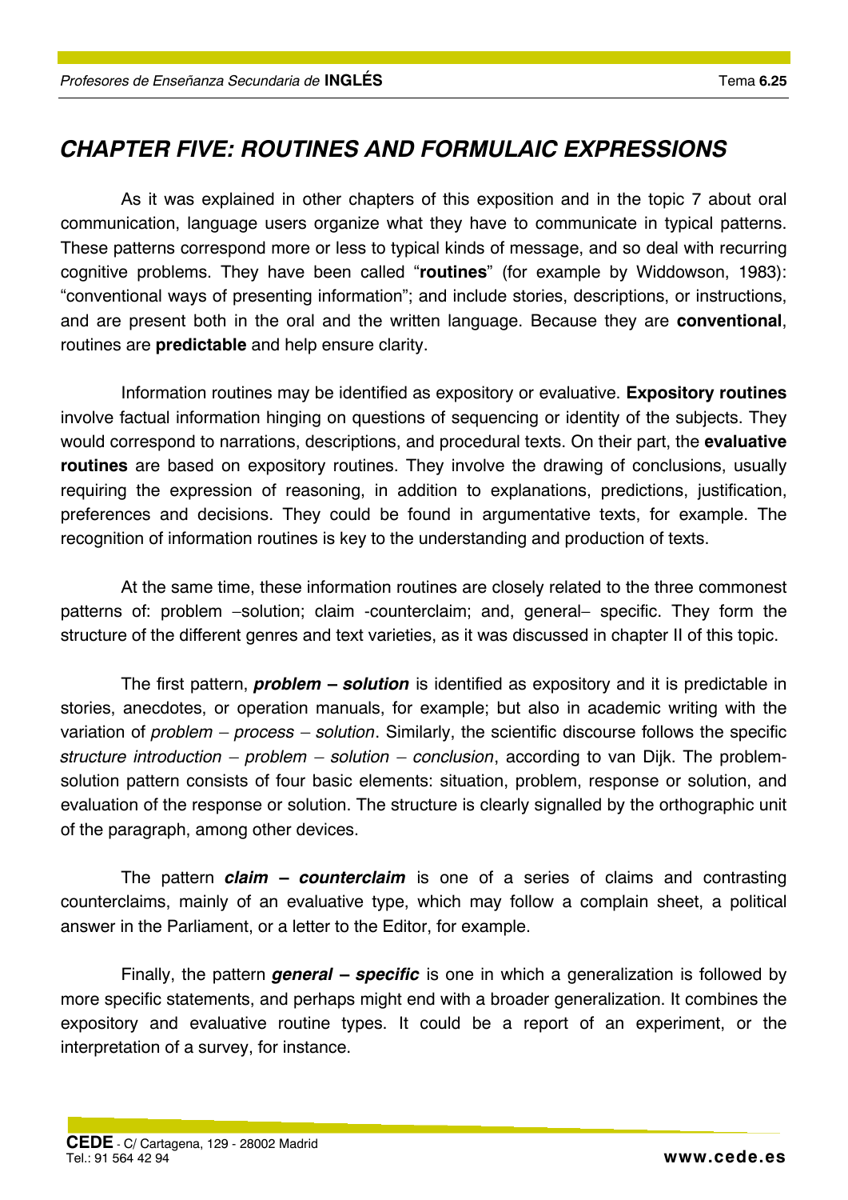## *CHAPTER FIVE: ROUTINES AND FORMULAIC EXPRESSIONS*

As it was explained in other chapters of this exposition and in the topic 7 about oral communication, language users organize what they have to communicate in typical patterns. These patterns correspond more or less to typical kinds of message, and so deal with recurring cognitive problems. They have been called "**routines**" (for example by Widdowson, 1983): "conventional ways of presenting information"; and include stories, descriptions, or instructions, and are present both in the oral and the written language. Because they are **conventional**, routines are **predictable** and help ensure clarity.

Information routines may be identified as expository or evaluative. **Expository routines** involve factual information hinging on questions of sequencing or identity of the subjects. They would correspond to narrations, descriptions, and procedural texts. On their part, the **evaluative routines** are based on expository routines. They involve the drawing of conclusions, usually requiring the expression of reasoning, in addition to explanations, predictions, justification, preferences and decisions. They could be found in argumentative texts, for example. The recognition of information routines is key to the understanding and production of texts.

At the same time, these information routines are closely related to the three commonest patterns of: problem –solution; claim -counterclaim; and, general– specific. They form the structure of the different genres and text varieties, as it was discussed in chapter II of this topic.

The first pattern, ***problem – solution*** is identified as expository and it is predictable in stories, anecdotes, or operation manuals, for example; but also in academic writing with the variation of *problem – process – solution*. Similarly, the scientific discourse follows the specific *structure introduction – problem – solution – conclusion*, according to van Dijk. The problem-solution pattern consists of four basic elements: situation, problem, response or solution, and evaluation of the response or solution. The structure is clearly signalled by the orthographic unit of the paragraph, among other devices.

The pattern ***claim – counterclaim*** is one of a series of claims and contrasting counterclaims, mainly of an evaluative type, which may follow a complain sheet, a political answer in the Parliament, or a letter to the Editor, for example.

Finally, the pattern ***general – specific*** is one in which a generalization is followed by more specific statements, and perhaps might end with a broader generalization. It combines the expository and evaluative routine types. It could be a report of an experiment, or the interpretation of a survey, for instance.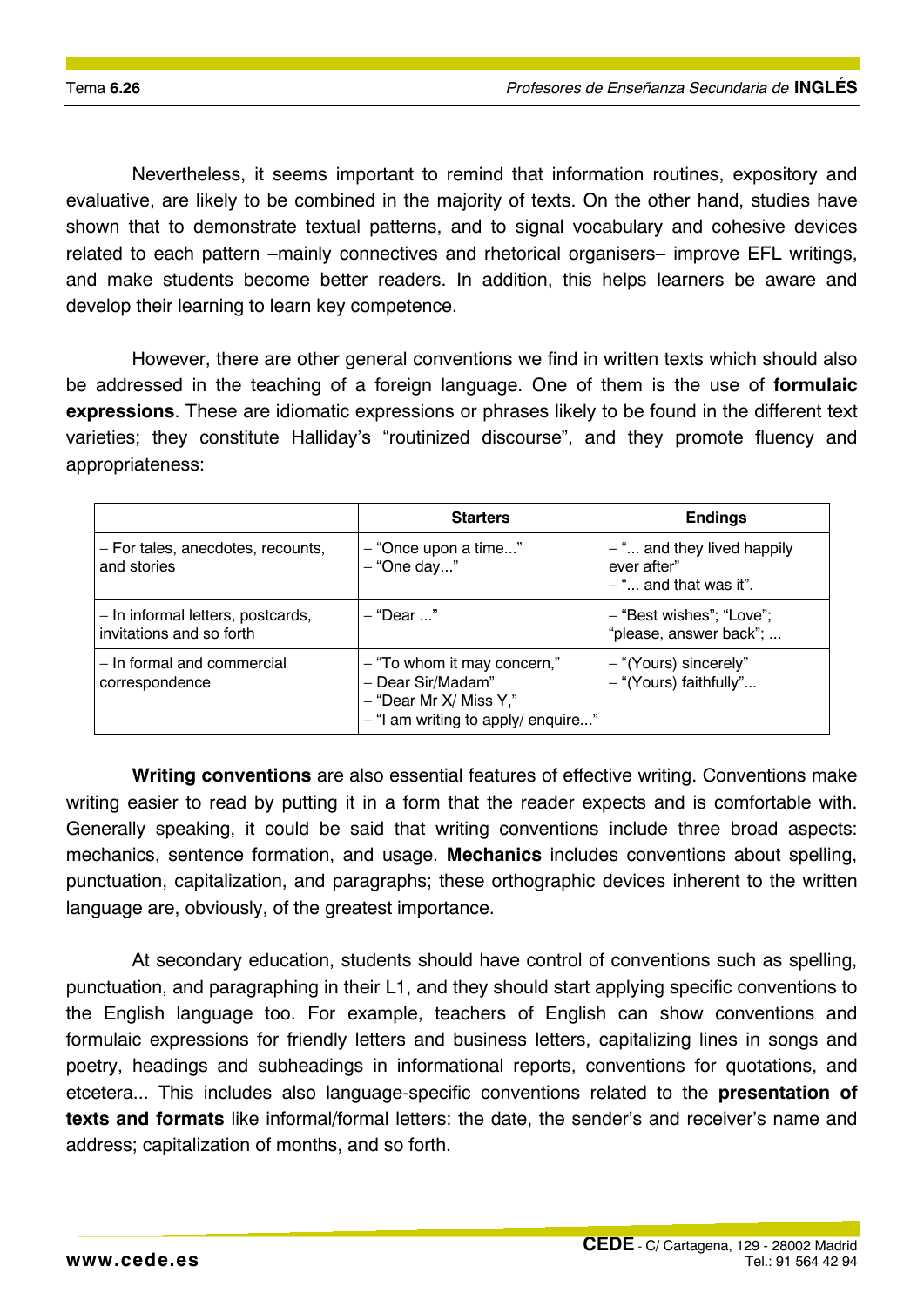Nevertheless, it seems important to remind that information routines, expository and evaluative, are likely to be combined in the majority of texts. On the other hand, studies have shown that to demonstrate textual patterns, and to signal vocabulary and cohesive devices related to each pattern –mainly connectives and rhetorical organisers– improve EFL writings, and make students become better readers. In addition, this helps learners be aware and develop their learning to learn key competence.

However, there are other general conventions we find in written texts which should also be addressed in the teaching of a foreign language. One of them is the use of **formulaic expressions**. These are idiomatic expressions or phrases likely to be found in the different text varieties; they constitute Halliday's "routinized discourse", and they promote fluency and appropriateness:

| | **Starters** | **Endings** |
|---|---|---|
| – For tales, anecdotes, recounts, and stories | – "Once upon a time..."<br>– "One day..." | – "... and they lived happily ever after"<br>– "... and that was it". |
| – In informal letters, postcards, invitations and so forth | – "Dear ..." | – "Best wishes"; "Love"; "please, answer back"; ... |
| – In formal and commercial correspondence | – "To whom it may concern,"<br>– Dear Sir/Madam"<br>– "Dear Mr X/ Miss Y,"<br>– "I am writing to apply/ enquire..." | – "(Yours) sincerely"<br>– "(Yours) faithfully"... |

**Writing conventions** are also essential features of effective writing. Conventions make writing easier to read by putting it in a form that the reader expects and is comfortable with. Generally speaking, it could be said that writing conventions include three broad aspects: mechanics, sentence formation, and usage. **Mechanics** includes conventions about spelling, punctuation, capitalization, and paragraphs; these orthographic devices inherent to the written language are, obviously, of the greatest importance.

At secondary education, students should have control of conventions such as spelling, punctuation, and paragraphing in their L1, and they should start applying specific conventions to the English language too. For example, teachers of English can show conventions and formulaic expressions for friendly letters and business letters, capitalizing lines in songs and poetry, headings and subheadings in informational reports, conventions for quotations, and etcetera... This includes also language-specific conventions related to the **presentation of texts and formats** like informal/formal letters: the date, the sender's and receiver's name and address; capitalization of months, and so forth.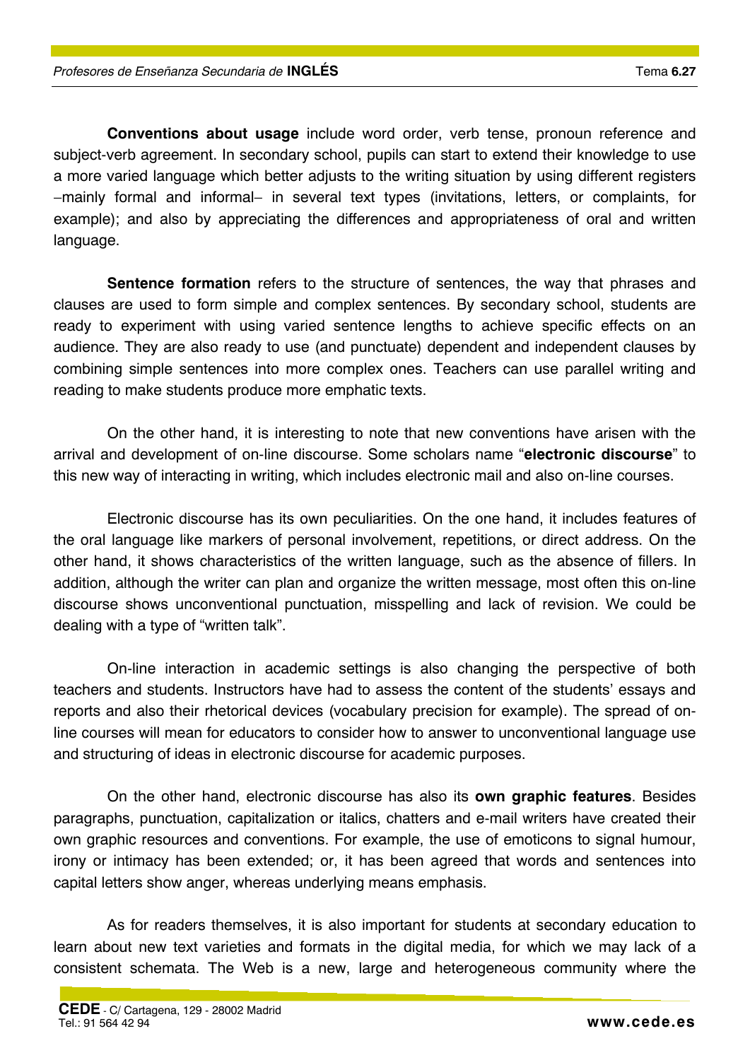**Conventions about usage** include word order, verb tense, pronoun reference and subject-verb agreement. In secondary school, pupils can start to extend their knowledge to use a more varied language which better adjusts to the writing situation by using different registers –mainly formal and informal– in several text types (invitations, letters, or complaints, for example); and also by appreciating the differences and appropriateness of oral and written language.

**Sentence formation** refers to the structure of sentences, the way that phrases and clauses are used to form simple and complex sentences. By secondary school, students are ready to experiment with using varied sentence lengths to achieve specific effects on an audience. They are also ready to use (and punctuate) dependent and independent clauses by combining simple sentences into more complex ones. Teachers can use parallel writing and reading to make students produce more emphatic texts.

On the other hand, it is interesting to note that new conventions have arisen with the arrival and development of on-line discourse. Some scholars name "**electronic discourse**" to this new way of interacting in writing, which includes electronic mail and also on-line courses.

Electronic discourse has its own peculiarities. On the one hand, it includes features of the oral language like markers of personal involvement, repetitions, or direct address. On the other hand, it shows characteristics of the written language, such as the absence of fillers. In addition, although the writer can plan and organize the written message, most often this on-line discourse shows unconventional punctuation, misspelling and lack of revision. We could be dealing with a type of "written talk".

On-line interaction in academic settings is also changing the perspective of both teachers and students. Instructors have had to assess the content of the students' essays and reports and also their rhetorical devices (vocabulary precision for example). The spread of on-line courses will mean for educators to consider how to answer to unconventional language use and structuring of ideas in electronic discourse for academic purposes.

On the other hand, electronic discourse has also its **own graphic features**. Besides paragraphs, punctuation, capitalization or italics, chatters and e-mail writers have created their own graphic resources and conventions. For example, the use of emoticons to signal humour, irony or intimacy has been extended; or, it has been agreed that words and sentences into capital letters show anger, whereas underlying means emphasis.

As for readers themselves, it is also important for students at secondary education to learn about new text varieties and formats in the digital media, for which we may lack of a consistent schemata. The Web is a new, large and heterogeneous community where the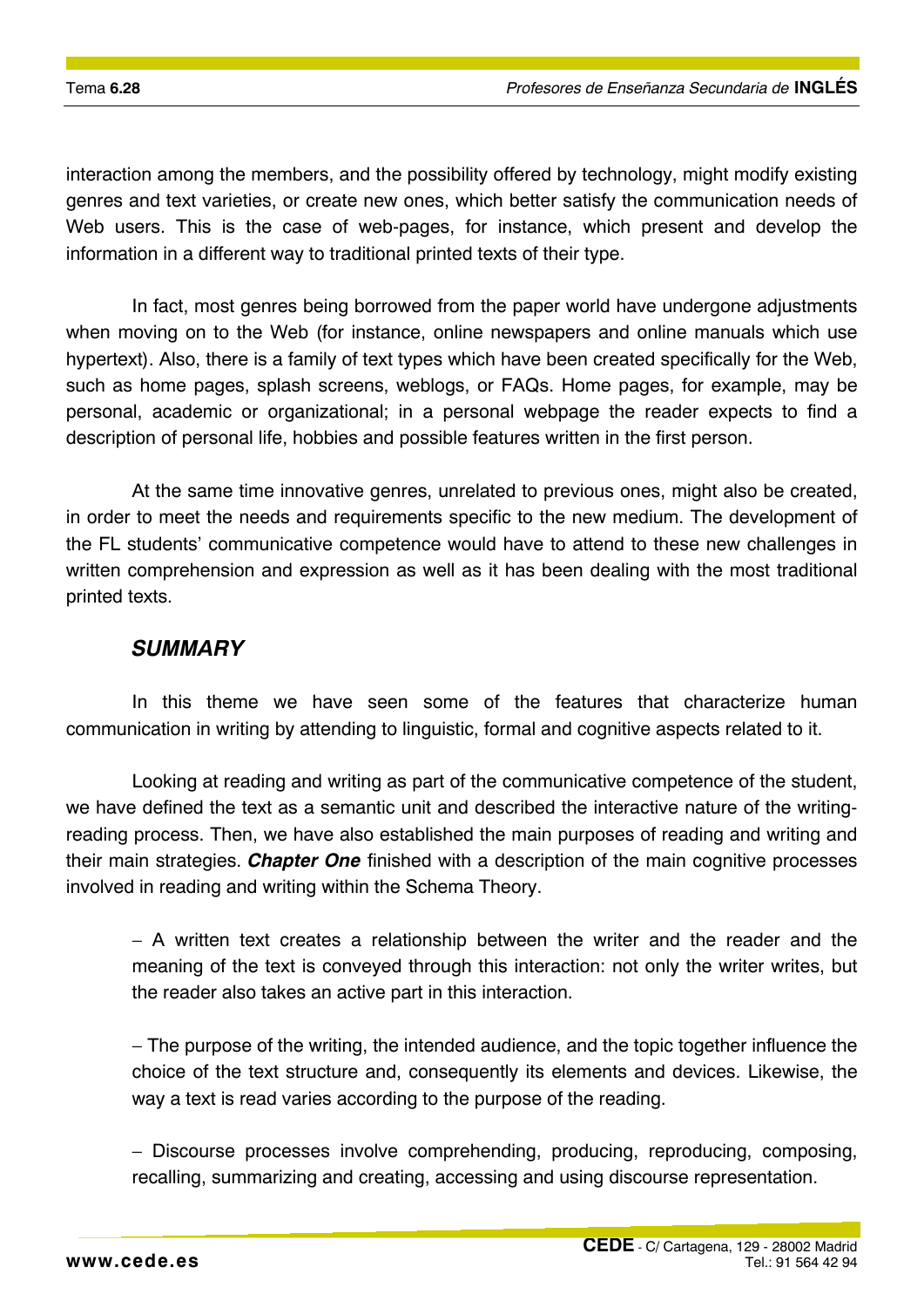interaction among the members, and the possibility offered by technology, might modify existing genres and text varieties, or create new ones, which better satisfy the communication needs of Web users. This is the case of web-pages, for instance, which present and develop the information in a different way to traditional printed texts of their type.

In fact, most genres being borrowed from the paper world have undergone adjustments when moving on to the Web (for instance, online newspapers and online manuals which use hypertext). Also, there is a family of text types which have been created specifically for the Web, such as home pages, splash screens, weblogs, or FAQs. Home pages, for example, may be personal, academic or organizational; in a personal webpage the reader expects to find a description of personal life, hobbies and possible features written in the first person.

At the same time innovative genres, unrelated to previous ones, might also be created, in order to meet the needs and requirements specific to the new medium. The development of the FL students' communicative competence would have to attend to these new challenges in written comprehension and expression as well as it has been dealing with the most traditional printed texts.

## *SUMMARY*

In this theme we have seen some of the features that characterize human communication in writing by attending to linguistic, formal and cognitive aspects related to it.

Looking at reading and writing as part of the communicative competence of the student, we have defined the text as a semantic unit and described the interactive nature of the writing-reading process. Then, we have also established the main purposes of reading and writing and their main strategies. ***Chapter One*** finished with a description of the main cognitive processes involved in reading and writing within the Schema Theory.

- A written text creates a relationship between the writer and the reader and the meaning of the text is conveyed through this interaction: not only the writer writes, but the reader also takes an active part in this interaction.

- The purpose of the writing, the intended audience, and the topic together influence the choice of the text structure and, consequently its elements and devices. Likewise, the way a text is read varies according to the purpose of the reading.

- Discourse processes involve comprehending, producing, reproducing, composing, recalling, summarizing and creating, accessing and using discourse representation.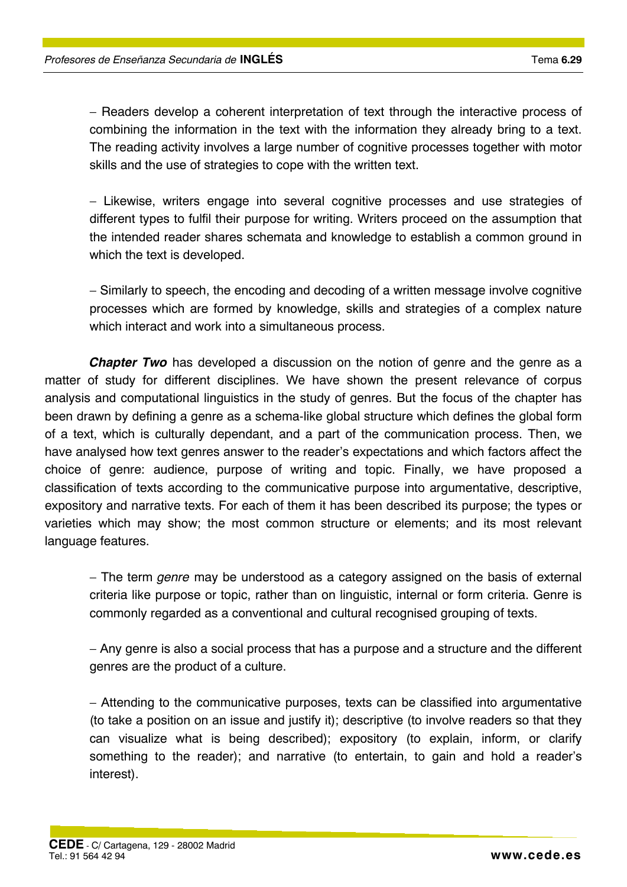– Readers develop a coherent interpretation of text through the interactive process of combining the information in the text with the information they already bring to a text. The reading activity involves a large number of cognitive processes together with motor skills and the use of strategies to cope with the written text.

– Likewise, writers engage into several cognitive processes and use strategies of different types to fulfil their purpose for writing. Writers proceed on the assumption that the intended reader shares schemata and knowledge to establish a common ground in which the text is developed.

– Similarly to speech, the encoding and decoding of a written message involve cognitive processes which are formed by knowledge, skills and strategies of a complex nature which interact and work into a simultaneous process.

***Chapter Two*** has developed a discussion on the notion of genre and the genre as a matter of study for different disciplines. We have shown the present relevance of corpus analysis and computational linguistics in the study of genres. But the focus of the chapter has been drawn by defining a genre as a schema-like global structure which defines the global form of a text, which is culturally dependant, and a part of the communication process. Then, we have analysed how text genres answer to the reader's expectations and which factors affect the choice of genre: audience, purpose of writing and topic. Finally, we have proposed a classification of texts according to the communicative purpose into argumentative, descriptive, expository and narrative texts. For each of them it has been described its purpose; the types or varieties which may show; the most common structure or elements; and its most relevant language features.

– The term *genre* may be understood as a category assigned on the basis of external criteria like purpose or topic, rather than on linguistic, internal or form criteria. Genre is commonly regarded as a conventional and cultural recognised grouping of texts.

– Any genre is also a social process that has a purpose and a structure and the different genres are the product of a culture.

– Attending to the communicative purposes, texts can be classified into argumentative (to take a position on an issue and justify it); descriptive (to involve readers so that they can visualize what is being described); expository (to explain, inform, or clarify something to the reader); and narrative (to entertain, to gain and hold a reader's interest).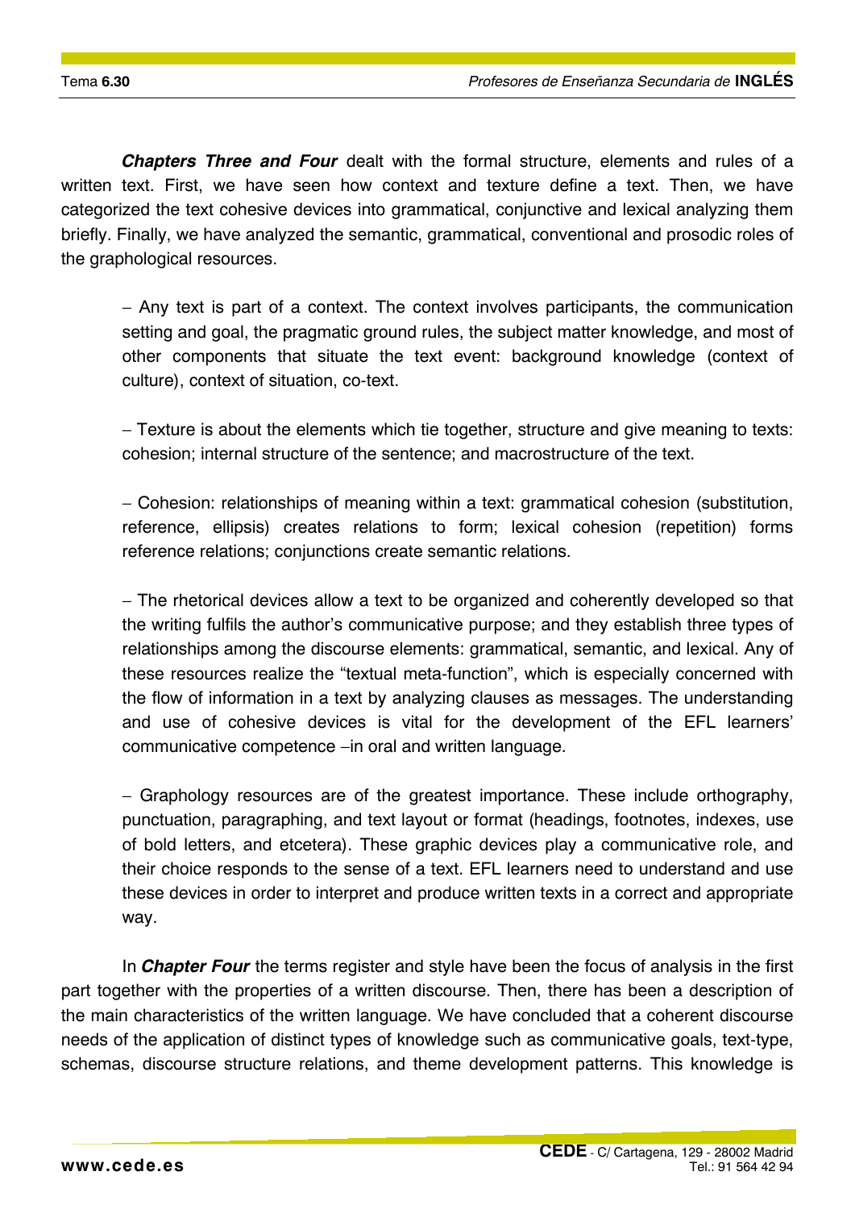***Chapters Three and Four*** dealt with the formal structure, elements and rules of a written text. First, we have seen how context and texture define a text. Then, we have categorized the text cohesive devices into grammatical, conjunctive and lexical analyzing them briefly. Finally, we have analyzed the semantic, grammatical, conventional and prosodic roles of the graphological resources.

– Any text is part of a context. The context involves participants, the communication setting and goal, the pragmatic ground rules, the subject matter knowledge, and most of other components that situate the text event: background knowledge (context of culture), context of situation, co-text.

– Texture is about the elements which tie together, structure and give meaning to texts: cohesion; internal structure of the sentence; and macrostructure of the text.

– Cohesion: relationships of meaning within a text: grammatical cohesion (substitution, reference, ellipsis) creates relations to form; lexical cohesion (repetition) forms reference relations; conjunctions create semantic relations.

– The rhetorical devices allow a text to be organized and coherently developed so that the writing fulfils the author's communicative purpose; and they establish three types of relationships among the discourse elements: grammatical, semantic, and lexical. Any of these resources realize the "textual meta-function", which is especially concerned with the flow of information in a text by analyzing clauses as messages. The understanding and use of cohesive devices is vital for the development of the EFL learners' communicative competence –in oral and written language.

– Graphology resources are of the greatest importance. These include orthography, punctuation, paragraphing, and text layout or format (headings, footnotes, indexes, use of bold letters, and etcetera). These graphic devices play a communicative role, and their choice responds to the sense of a text. EFL learners need to understand and use these devices in order to interpret and produce written texts in a correct and appropriate way.

In ***Chapter Four*** the terms register and style have been the focus of analysis in the first part together with the properties of a written discourse. Then, there has been a description of the main characteristics of the written language. We have concluded that a coherent discourse needs of the application of distinct types of knowledge such as communicative goals, text-type, schemas, discourse structure relations, and theme development patterns. This knowledge is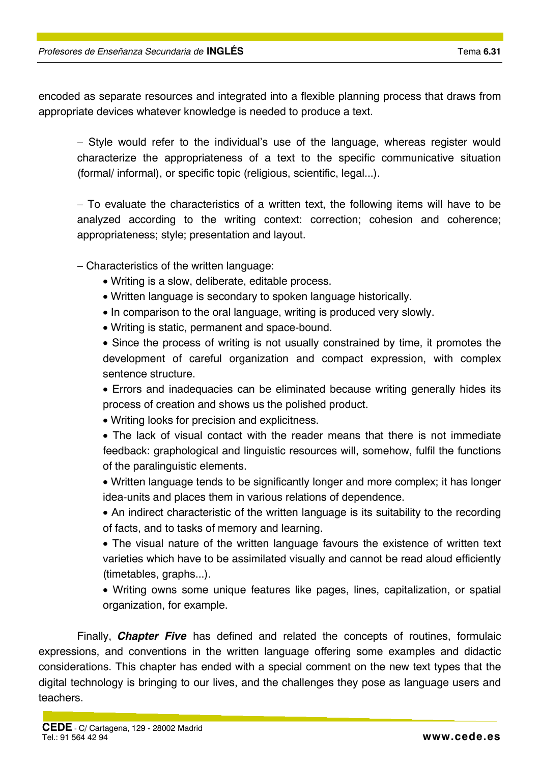encoded as separate resources and integrated into a flexible planning process that draws from appropriate devices whatever knowledge is needed to produce a text.

– Style would refer to the individual's use of the language, whereas register would characterize the appropriateness of a text to the specific communicative situation (formal/ informal), or specific topic (religious, scientific, legal...).

– To evaluate the characteristics of a written text, the following items will have to be analyzed according to the writing context: correction; cohesion and coherence; appropriateness; style; presentation and layout.

– Characteristics of the written language:

- Writing is a slow, deliberate, editable process.
- Written language is secondary to spoken language historically.
- In comparison to the oral language, writing is produced very slowly.
- Writing is static, permanent and space-bound.
- Since the process of writing is not usually constrained by time, it promotes the development of careful organization and compact expression, with complex sentence structure.
- Errors and inadequacies can be eliminated because writing generally hides its process of creation and shows us the polished product.
- Writing looks for precision and explicitness.
- The lack of visual contact with the reader means that there is not immediate feedback: graphological and linguistic resources will, somehow, fulfil the functions of the paralinguistic elements.
- Written language tends to be significantly longer and more complex; it has longer idea-units and places them in various relations of dependence.
- An indirect characteristic of the written language is its suitability to the recording of facts, and to tasks of memory and learning.
- The visual nature of the written language favours the existence of written text varieties which have to be assimilated visually and cannot be read aloud efficiently (timetables, graphs...).
- Writing owns some unique features like pages, lines, capitalization, or spatial organization, for example.

Finally, ***Chapter Five*** has defined and related the concepts of routines, formulaic expressions, and conventions in the written language offering some examples and didactic considerations. This chapter has ended with a special comment on the new text types that the digital technology is bringing to our lives, and the challenges they pose as language users and teachers.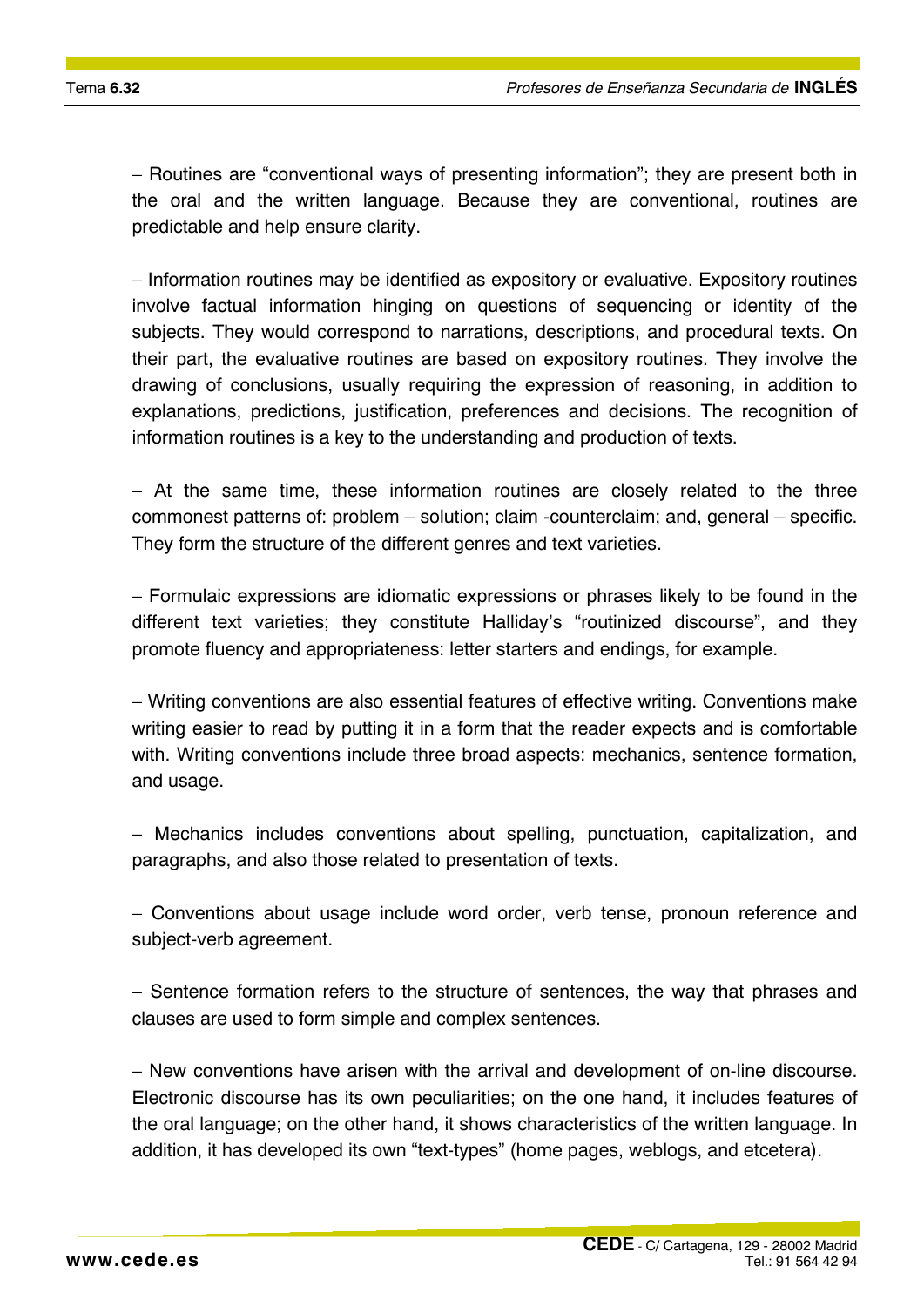– Routines are “conventional ways of presenting information”; they are present both in the oral and the written language. Because they are conventional, routines are predictable and help ensure clarity.

– Information routines may be identified as expository or evaluative. Expository routines involve factual information hinging on questions of sequencing or identity of the subjects. They would correspond to narrations, descriptions, and procedural texts. On their part, the evaluative routines are based on expository routines. They involve the drawing of conclusions, usually requiring the expression of reasoning, in addition to explanations, predictions, justification, preferences and decisions. The recognition of information routines is a key to the understanding and production of texts.

– At the same time, these information routines are closely related to the three commonest patterns of: problem – solution; claim -counterclaim; and, general – specific. They form the structure of the different genres and text varieties.

– Formulaic expressions are idiomatic expressions or phrases likely to be found in the different text varieties; they constitute Halliday’s “routinized discourse”, and they promote fluency and appropriateness: letter starters and endings, for example.

– Writing conventions are also essential features of effective writing. Conventions make writing easier to read by putting it in a form that the reader expects and is comfortable with. Writing conventions include three broad aspects: mechanics, sentence formation, and usage.

– Mechanics includes conventions about spelling, punctuation, capitalization, and paragraphs, and also those related to presentation of texts.

– Conventions about usage include word order, verb tense, pronoun reference and subject-verb agreement.

– Sentence formation refers to the structure of sentences, the way that phrases and clauses are used to form simple and complex sentences.

– New conventions have arisen with the arrival and development of on-line discourse. Electronic discourse has its own peculiarities; on the one hand, it includes features of the oral language; on the other hand, it shows characteristics of the written language. In addition, it has developed its own “text-types” (home pages, weblogs, and etcetera).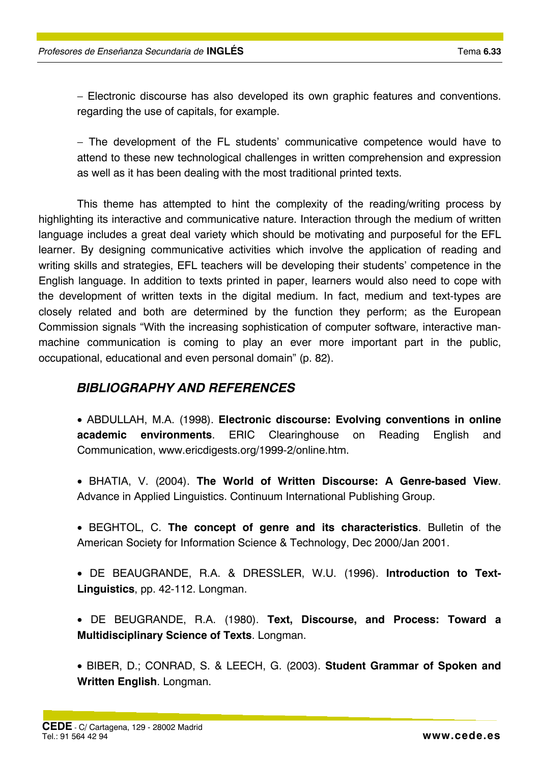– Electronic discourse has also developed its own graphic features and conventions. regarding the use of capitals, for example.

– The development of the FL students' communicative competence would have to attend to these new technological challenges in written comprehension and expression as well as it has been dealing with the most traditional printed texts.

This theme has attempted to hint the complexity of the reading/writing process by highlighting its interactive and communicative nature. Interaction through the medium of written language includes a great deal variety which should be motivating and purposeful for the EFL learner. By designing communicative activities which involve the application of reading and writing skills and strategies, EFL teachers will be developing their students' competence in the English language. In addition to texts printed in paper, learners would also need to cope with the development of written texts in the digital medium. In fact, medium and text-types are closely related and both are determined by the function they perform; as the European Commission signals "With the increasing sophistication of computer software, interactive man-machine communication is coming to play an ever more important part in the public, occupational, educational and even personal domain" (p. 82).

## *BIBLIOGRAPHY AND REFERENCES*

- ABDULLAH, M.A. (1998). **Electronic discourse: Evolving conventions in online academic environments**. ERIC Clearinghouse on Reading English and Communication, www.ericdigests.org/1999-2/online.htm.

- BHATIA, V. (2004). **The World of Written Discourse: A Genre-based View**. Advance in Applied Linguistics. Continuum International Publishing Group.

- BEGHTOL, C. **The concept of genre and its characteristics**. Bulletin of the American Society for Information Science & Technology, Dec 2000/Jan 2001.

- DE BEAUGRANDE, R.A. & DRESSLER, W.U. (1996). **Introduction to Text-Linguistics**, pp. 42-112. Longman.

- DE BEUGRANDE, R.A. (1980). **Text, Discourse, and Process: Toward a Multidisciplinary Science of Texts**. Longman.

- BIBER, D.; CONRAD, S. & LEECH, G. (2003). **Student Grammar of Spoken and Written English**. Longman.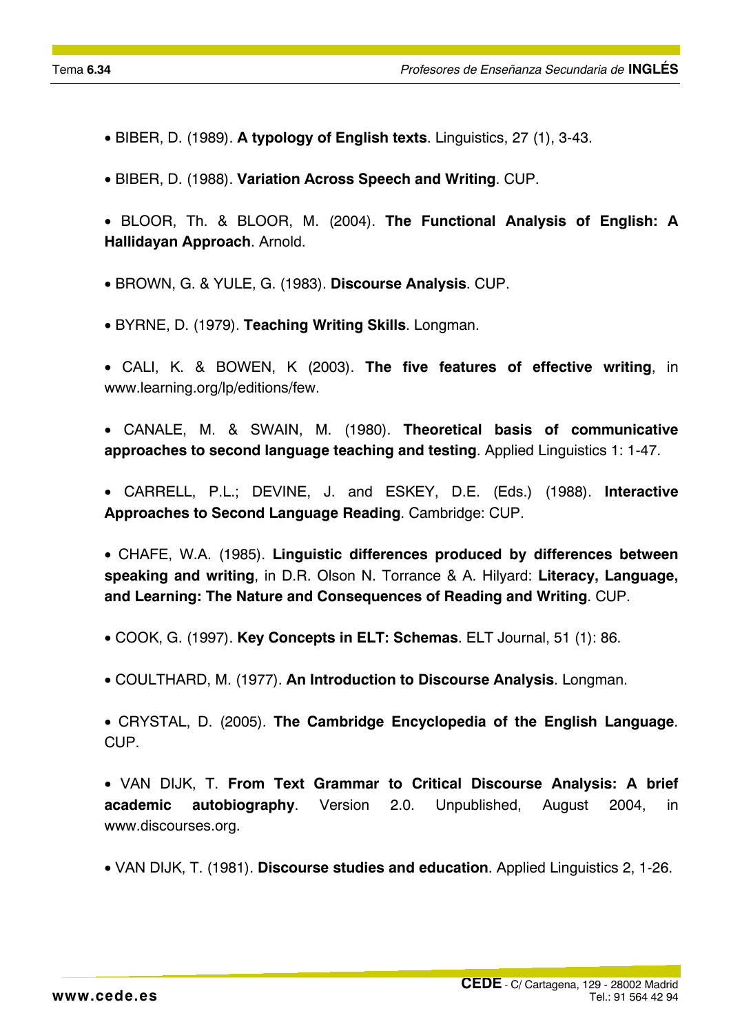- BIBER, D. (1989). **A typology of English texts**. Linguistics, 27 (1), 3-43.

- BIBER, D. (1988). **Variation Across Speech and Writing**. CUP.

- BLOOR, Th. & BLOOR, M. (2004). **The Functional Analysis of English: A Hallidayan Approach**. Arnold.

- BROWN, G. & YULE, G. (1983). **Discourse Analysis**. CUP.

- BYRNE, D. (1979). **Teaching Writing Skills**. Longman.

- CALI, K. & BOWEN, K (2003). **The five features of effective writing**, in www.learning.org/lp/editions/few.

- CANALE, M. & SWAIN, M. (1980). **Theoretical basis of communicative approaches to second language teaching and testing**. Applied Linguistics 1: 1-47.

- CARRELL, P.L.; DEVINE, J. and ESKEY, D.E. (Eds.) (1988). **Interactive Approaches to Second Language Reading**. Cambridge: CUP.

- CHAFE, W.A. (1985). **Linguistic differences produced by differences between speaking and writing**, in D.R. Olson N. Torrance & A. Hilyard: **Literacy, Language, and Learning: The Nature and Consequences of Reading and Writing**. CUP.

- COOK, G. (1997). **Key Concepts in ELT: Schemas**. ELT Journal, 51 (1): 86.

- COULTHARD, M. (1977). **An Introduction to Discourse Analysis**. Longman.

- CRYSTAL, D. (2005). **The Cambridge Encyclopedia of the English Language**. CUP.

- VAN DIJK, T. **From Text Grammar to Critical Discourse Analysis: A brief academic autobiography**. Version 2.0. Unpublished, August 2004, in www.discourses.org.

- VAN DIJK, T. (1981). **Discourse studies and education**. Applied Linguistics 2, 1-26.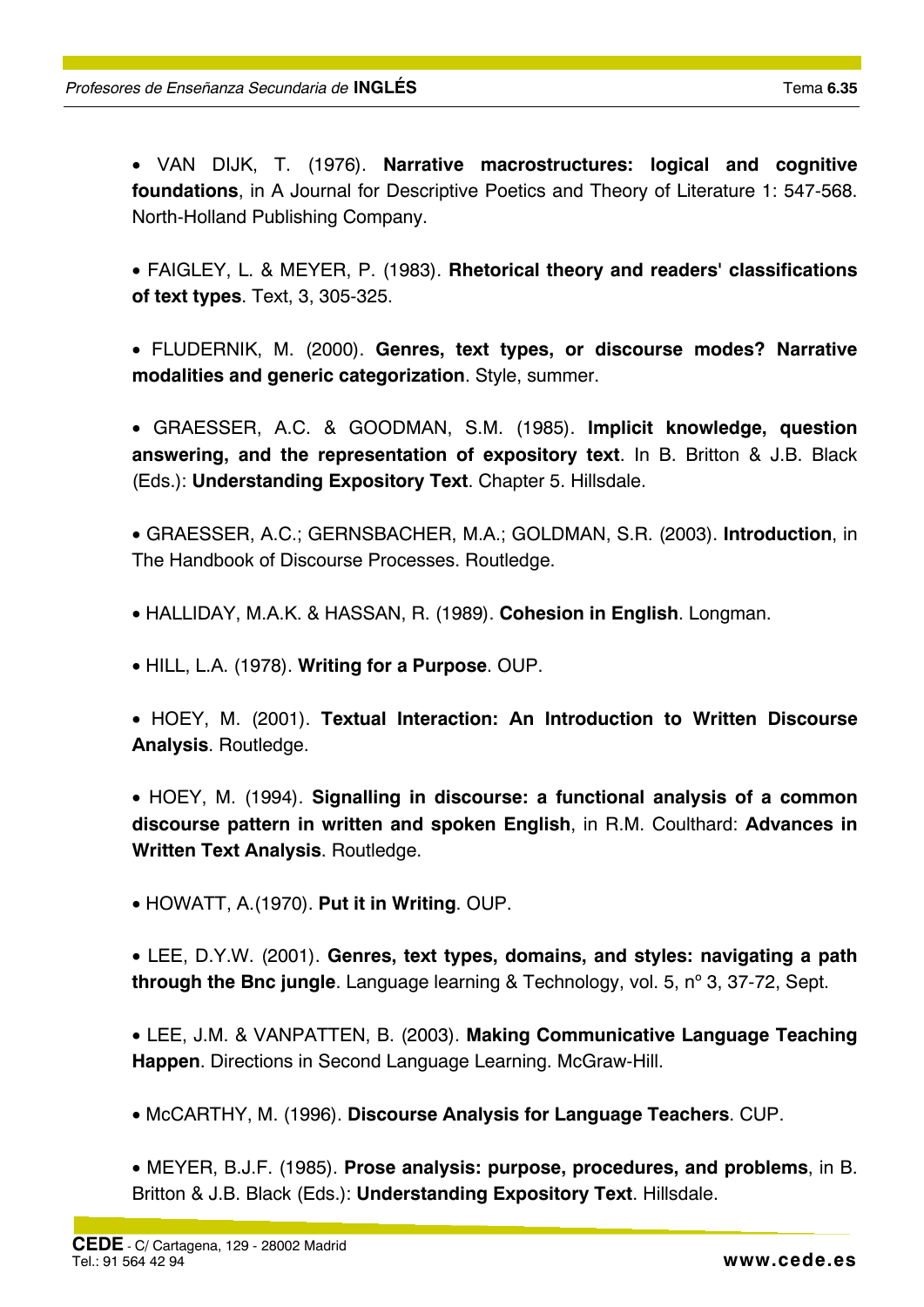- VAN DIJK, T. (1976). **Narrative macrostructures: logical and cognitive foundations**, in A Journal for Descriptive Poetics and Theory of Literature 1: 547-568. North-Holland Publishing Company.

- FAIGLEY, L. & MEYER, P. (1983). **Rhetorical theory and readers' classifications of text types**. Text, 3, 305-325.

- FLUDERNIK, M. (2000). **Genres, text types, or discourse modes? Narrative modalities and generic categorization**. Style, summer.

- GRAESSER, A.C. & GOODMAN, S.M. (1985). **Implicit knowledge, question answering, and the representation of expository text**. In B. Britton & J.B. Black (Eds.): **Understanding Expository Text**. Chapter 5. Hillsdale.

- GRAESSER, A.C.; GERNSBACHER, M.A.; GOLDMAN, S.R. (2003). **Introduction**, in The Handbook of Discourse Processes. Routledge.

- HALLIDAY, M.A.K. & HASSAN, R. (1989). **Cohesion in English**. Longman.

- HILL, L.A. (1978). **Writing for a Purpose**. OUP.

- HOEY, M. (2001). **Textual Interaction: An Introduction to Written Discourse Analysis**. Routledge.

- HOEY, M. (1994). **Signalling in discourse: a functional analysis of a common discourse pattern in written and spoken English**, in R.M. Coulthard: **Advances in Written Text Analysis**. Routledge.

- HOWATT, A.(1970). **Put it in Writing**. OUP.

- LEE, D.Y.W. (2001). **Genres, text types, domains, and styles: navigating a path through the Bnc jungle**. Language learning & Technology, vol. 5, nº 3, 37-72, Sept.

- LEE, J.M. & VANPATTEN, B. (2003). **Making Communicative Language Teaching Happen**. Directions in Second Language Learning. McGraw-Hill.

- McCARTHY, M. (1996). **Discourse Analysis for Language Teachers**. CUP.

- MEYER, B.J.F. (1985). **Prose analysis: purpose, procedures, and problems**, in B. Britton & J.B. Black (Eds.): **Understanding Expository Text**. Hillsdale.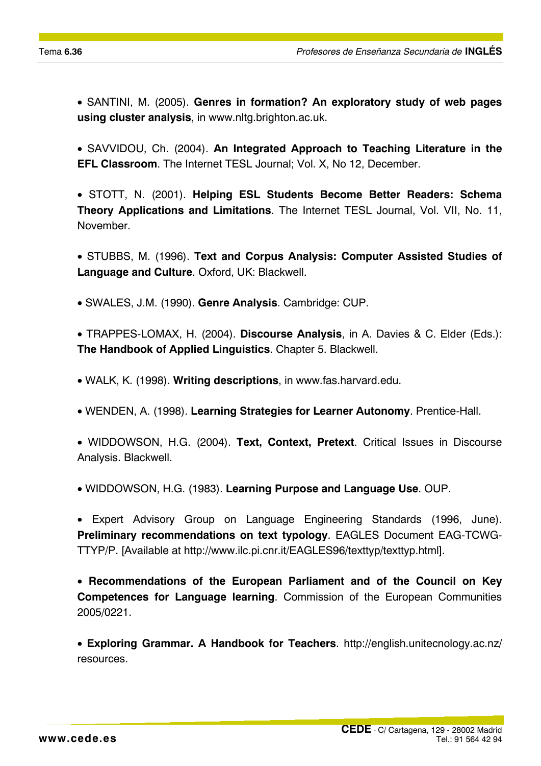- SANTINI, M. (2005). **Genres in formation? An exploratory study of web pages using cluster analysis**, in www.nltg.brighton.ac.uk.

- SAVVIDOU, Ch. (2004). **An Integrated Approach to Teaching Literature in the EFL Classroom**. The Internet TESL Journal; Vol. X, No 12, December.

- STOTT, N. (2001). **Helping ESL Students Become Better Readers: Schema Theory Applications and Limitations**. The Internet TESL Journal, Vol. VII, No. 11, November.

- STUBBS, M. (1996). **Text and Corpus Analysis: Computer Assisted Studies of Language and Culture**. Oxford, UK: Blackwell.

- SWALES, J.M. (1990). **Genre Analysis**. Cambridge: CUP.

- TRAPPES-LOMAX, H. (2004). **Discourse Analysis**, in A. Davies & C. Elder (Eds.): **The Handbook of Applied Linguistics**. Chapter 5. Blackwell.

- WALK, K. (1998). **Writing descriptions**, in www.fas.harvard.edu.

- WENDEN, A. (1998). **Learning Strategies for Learner Autonomy**. Prentice-Hall.

- WIDDOWSON, H.G. (2004). **Text, Context, Pretext**. Critical Issues in Discourse Analysis. Blackwell.

- WIDDOWSON, H.G. (1983). **Learning Purpose and Language Use**. OUP.

- Expert Advisory Group on Language Engineering Standards (1996, June). **Preliminary recommendations on text typology**. EAGLES Document EAG-TCWG-TTYP/P. [Available at http://www.ilc.pi.cnr.it/EAGLES96/texttyp/texttyp.html].

- **Recommendations of the European Parliament and of the Council on Key Competences for Language learning**. Commission of the European Communities 2005/0221.

- **Exploring Grammar. A Handbook for Teachers**. http://english.unitecnology.ac.nz/resources.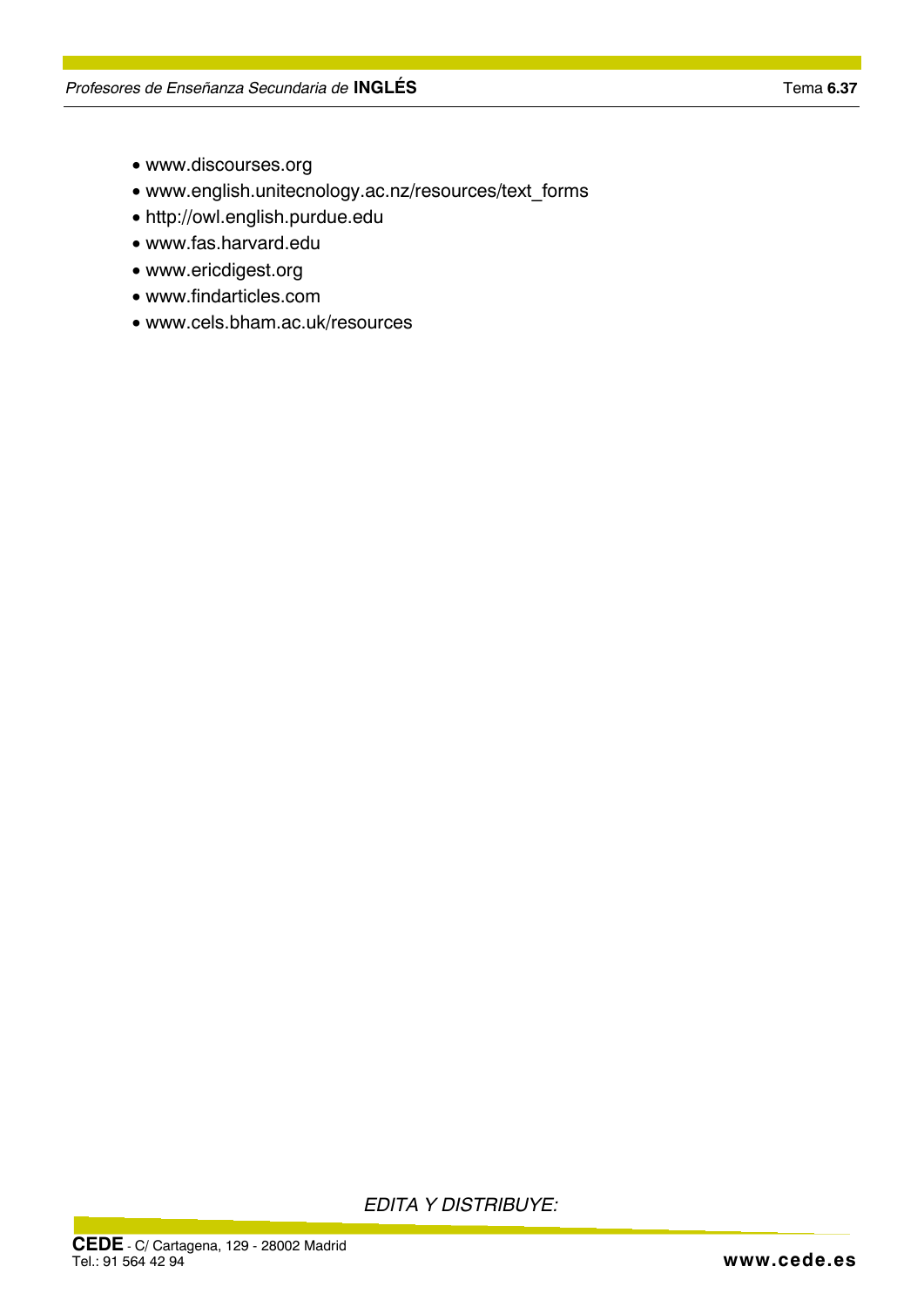- www.discourses.org
- www.english.unitecnology.ac.nz/resources/text_forms
- http://owl.english.purdue.edu
- www.fas.harvard.edu
- www.ericdigest.org
- www.findarticles.com
- www.cels.bham.ac.uk/resources

*EDITA Y DISTRIBUYE:*

**CEDE** - C/ Cartagena, 129 - 28002 Madrid
Tel.: 91 564 42 94

**www.cede.es**